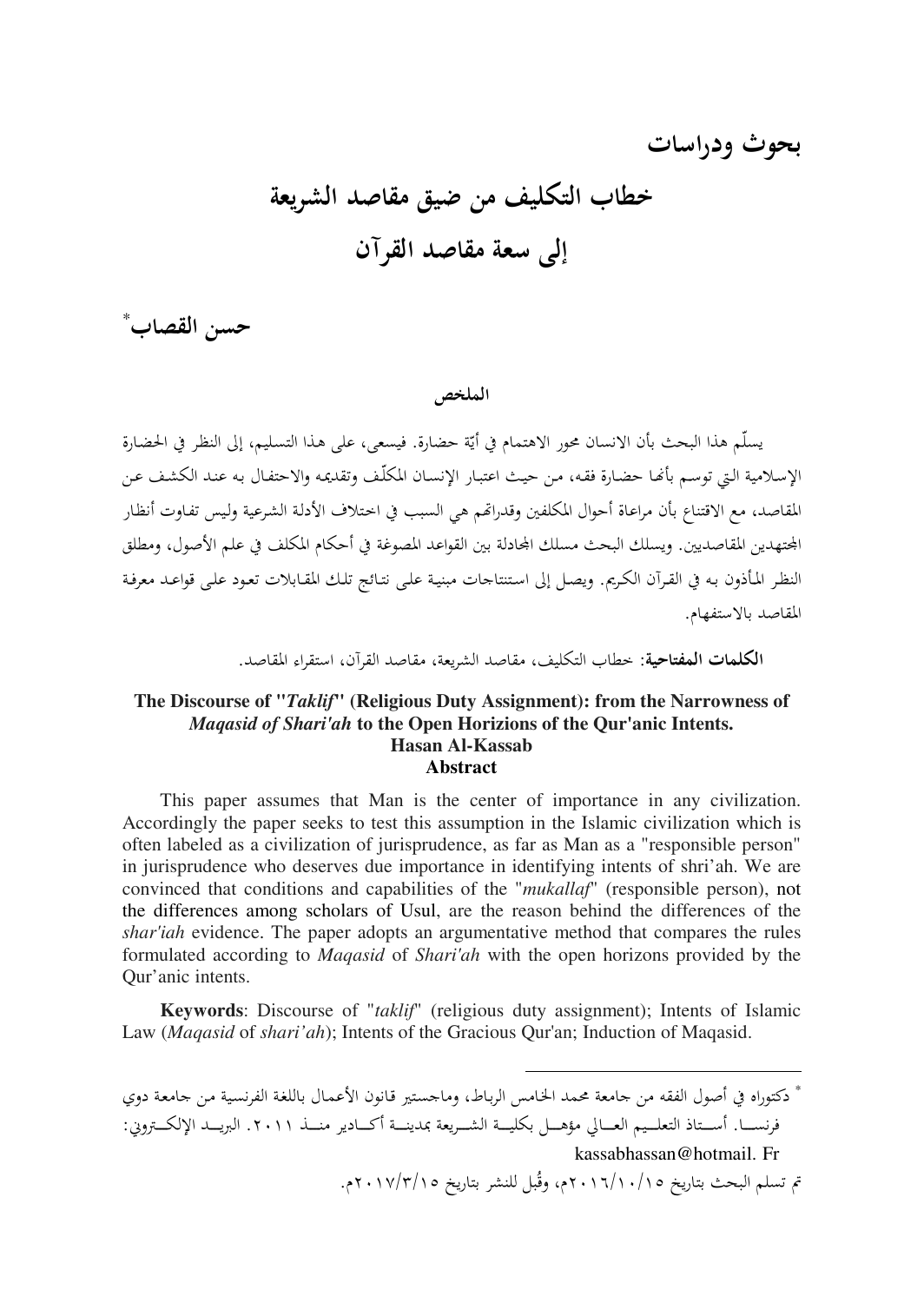## بحوث ودراسات

# خطاب التكليف من ضيق مقاصد الشريعة إلى سعة مقاصد القرآن

**حسن القصاب***

### الملخص

يسلّم هذا البحث بأن الانسان محور الاهتمام في أيّة حضارة. فيسعى، على هذا التسليم، إلى النظر في الحضارة الإسلامية التي توسم بأنها حضارة فقه، من حيث اعتبار الإنسان المكلّف وتقديمه والاحتفال به عند الكشف عن المقاصد، مع الاقتناع بأن مراعاة أحوال المكلفين وقدراتهم هي السبب في اختلاف الأدلة الشرعية وليس تفاوت أنظار المجتهدين المقاصديين. ويسلك البحث مسلك المجادلة بين القواعد المصوغة في أحكام المكلف في علم الأصول، ومطلق النظر المأذون به في القرآن الكريم. ويصل إلى استنتاجات مبنية على نتائج تلك المقابلات تعود على قواعد معرفة المقاصد بالاستفهام.

**الكلمات المفتاحية**: خطاب التكليف، مقاصد الشريعة، مقاصد القرآن، استقراء المقاصد.

**The Discourse of "*Taklif*" (Religious Duty Assignment): from the Narrowness of *Maqasid of Shari'ah* to the Open Horizions of the Qur'anic Intents.**

**Hasan Al-Kassab**

**Abstract**

This paper assumes that Man is the center of importance in any civilization. Accordingly the paper seeks to test this assumption in the Islamic civilization which is often labeled as a civilization of jurisprudence, as far as Man as a "responsible person" in jurisprudence who deserves due importance in identifying intents of shri'ah. We are convinced that conditions and capabilities of the "*mukallaf*" (responsible person), not the differences among scholars of Usul, are the reason behind the differences of the *shar'iah* evidence. The paper adopts an argumentative method that compares the rules formulated according to *Maqasid* of *Shari'ah* with the open horizons provided by the Qur'an intents.

**Keywords**: Discourse of "*taklif*" (religious duty assignment); Intents of Islamic Law (*Maqasid* of *shari'ah*); Intents of the Gracious Qur'an; Induction of Maqasid.

---

* دكتوراه في أصول الفقه من جامعة محمد الخامس الرباط، وماجستير قانون الأعمال باللغة الفرنسية من جامعة دوي فرنسا. أستاذ التعليم العالي مؤهل بكلية الشريعة بمدينة أكادير منذ ٢٠١١. البريد الإلكتروني: kassabhassan@hotmail. Fr

تم تسلم البحث بتاريخ ١٥/١٠/٢٠١٦م، وقُبل للنشر بتاريخ ١٥/٣/٢٠١٧م.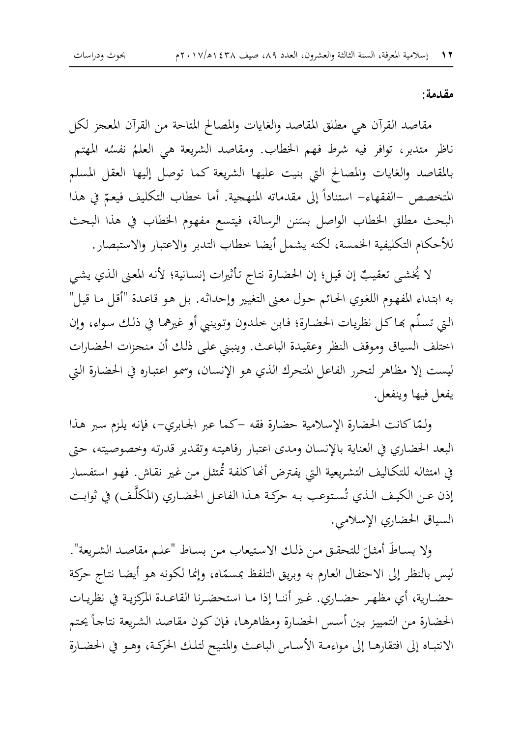**مقدمة:**

مقاصد القرآن هي مطلق المقاصد والغايات والمصالح المتاحة من القرآن المعجز لكل ناظر متدبر، توافر فيه شرط فهم الخطاب. ومقاصد الشريعة هي العلمُ نفسُه المهتم بالمقاصد والغايات والمصالح التي بنيت عليها الشريعة كما توصل إليها العقل المسلم المتخصص -الفقهاء- استناداً إلى مقدماته المنهجية. أما خطاب التكليف فيعمّ في هذا البحث مطلق الخطاب الواصل بسَنن الرسالة، فيتسع مفهوم الخطاب في هذا البحث للأحكام التكليفية الخمسة، لكنه يشمل أيضا خطاب التدبر والاعتبار والاستبصار.

لا يُخشى تعقيبٌ إن قيل؛ إن الحضارة نتاج تأثيرات إنسانية؛ لأنه المعنى الذي يشي به ابتداء المفهوم اللغوي الحائم حول معنى التغيير وإحداثه. بل هو قاعدة "أقل ما قيل" التي تسلّم بها كل نظريات الحضارة؛ فابن خلدون وتوينبي أو غيرهما في ذلك سواء، وإن اختلف السياق وموقف النظر وعقيدة الباعث. وينبني على ذلك أن منجزات الحضارات ليست إلا مظاهر لتحرر الفاعل المتحرك الذي هو الإنسان، وسمو اعتباره في الحضارة التي يفعل فيها وينفعل.

ولـمّا كانت الحضارة الإسلامية حضارة فقه -كما عبر الجابري-، فإنه يلزم سبر هذا البعد الحضاري في العناية بالإنسان ومدى اعتبار رفاهيته وتقدير قدرته وخصوصيته، حتى في امتثاله للتكاليف التشريعية التي يفترض أنها كلفة تُمتثل من غير نقاش. فهو استفسار إذن عن الكيف الذي تُستوعب به حركة هذا الفاعل الحضاري (المكلَّف) في ثوابت السياق الحضاري الإسلامي.

ولا بساطَ أمثلَ للتحقق من ذلك الاستيعاب من بساط "علم مقاصد الشريعة". ليس بالنظر إلى الاحتفال العارم به وبريق التلفظ بمسمّاه، وإنما لكونه هو أيضا نتاج حركة حضارية، أي مظهر حضاري. غير أننا إذا ما استحضرنا القاعدة المركزية في نظريات الحضارة من التمييز بين أسس الحضارة ومظاهرها، فإن كون مقاصد الشريعة نتاجاً يحتم الانتباه إلى افتقارها إلى مواءمة الأساس الباعث والمتيح لتلك الحركة، وهو في الحضارة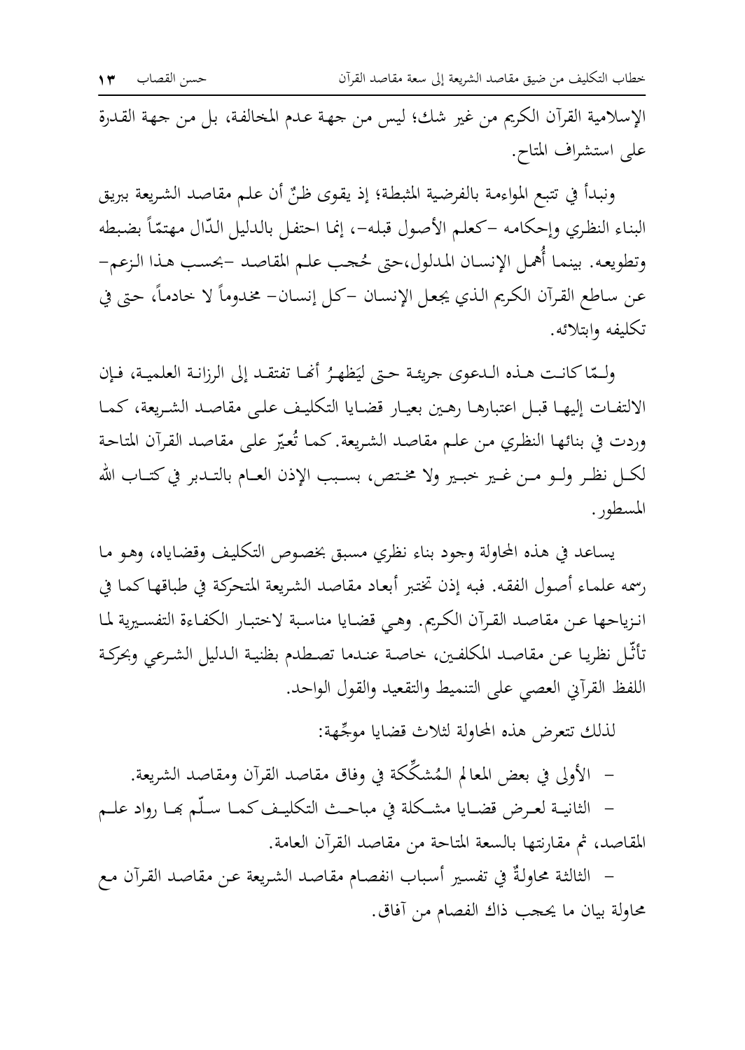الإسلامية القرآن الكريم من غير شك؛ ليس من جهة عدم المخالفة، بل من جهة القدرة على استشراف المتاح.

ونبدأ في تتبع المواءمة بالفرضية المثبطة؛ إذ يقوى ظنٌ أن علم مقاصد الشريعة ببريق البناء النظري وإحكامه -كعلم الأصول قبله-، إنما احتفل بالدليل الدّال مهتمّاً بضبطه وتطويعه. بينما أُهمل الإنسان المدلول،حتى حُجب علم المقاصد -بحسب هذا الزعم- عن ساطع القرآن الكريم الذي يجعل الإنسان -كل إنسان- مخدوماً لا خادماً، حتى في تكليفه وابتلائه.

ولـمّا كانت هذه الدعوى جريئة حتى ليَظهرُ أنها تفتقد إلى الرزانة العلمية، فإن الالتفات إليها قبل اعتبارها رهين بعيار قضايا التكليف على مقاصد الشريعة، كما وردت في بنائها النظري من علم مقاصد الشريعة. كما تُعيّر على مقاصد القرآن المتاحة لكل نظر ولو من غير خبير ولا مختص، بسبب الإذن العام بالتدبر في كتاب الله المسطور.

يساعد في هذه المحاولة وجود بناء نظري مسبق بخصوص التكليف وقضاياه، وهو ما رسمه علماء أصول الفقه. فبه إذن تختبر أبعاد مقاصد الشريعة المتحركة في طباقها كما في انزياحها عن مقاصد القرآن الكريم. وهي قضايا مناسبة لاختبار الكفاءة التفسيرية لما تأثّل نظريا عن مقاصد المكلفين، خاصة عندما تصطدم بظنية الدليل الشرعي وبحركة اللفظ القرآني العصي على التنميط والتقعيد والقول الواحد.

لذلك تتعرض هذه المحاولة لثلاث قضايا موجِّهة:

- الأولى في بعض المعالم الـمُشكِّكة في وفاق مقاصد القرآن ومقاصد الشريعة.
- الثانية لعرض قضايا مشكلة في مباحث التكليف كما سلّم بها رواد علم المقاصد، ثم مقارنتها بالسعة المتاحة من مقاصد القرآن العامة.
- الثالثة محاولةٌ في تفسير أسباب انفصام مقاصد الشريعة عن مقاصد القرآن مع محاولة بيان ما يحجب ذاك الفصام من آفاق.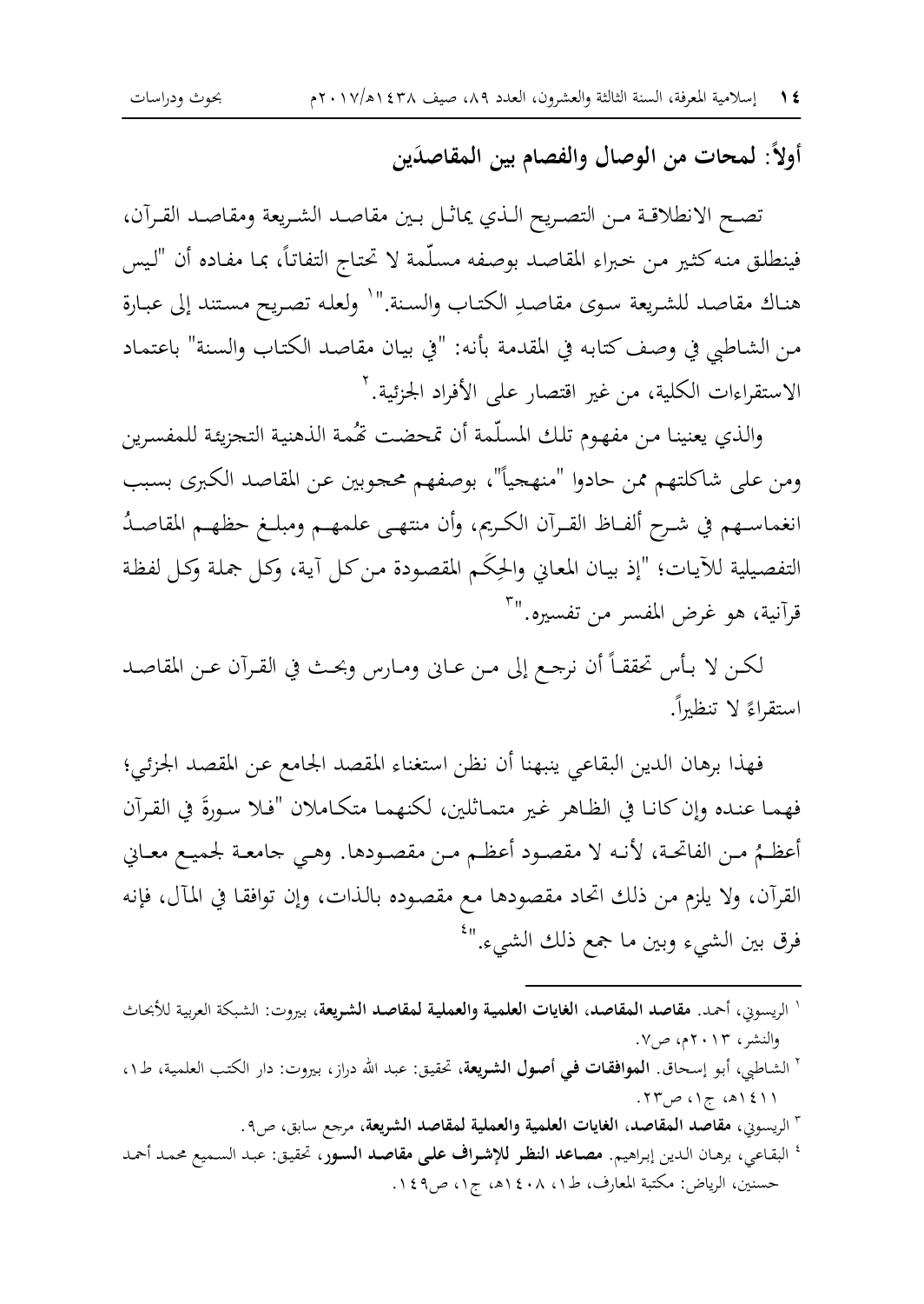## أولاً: لمحات من الوصال والفصام بين المقاصدَين

تصح الانطلاقة من التصريح الذي يماثل بين مقاصد الشريعة ومقاصد القرآن، فينطلق منه كثير من خبراء المقاصد بوصفه مسلّمة لا تحتاج التفاتاً، بما مفاده أن "ليس هناك مقاصد للشريعة سوى مقاصدِ الكتاب والسنة."[1] ولعله تصريح مستند إلى عبارة من الشاطبي في وصف كتابه في المقدمة بأنه: "في بيان مقاصد الكتاب والسنة" باعتماد الاستقراءات الكلية، من غير اقتصار على الأفراد الجزئية.[2]

والذي يعنينا من مفهوم تلك المسلّمة أن تمحضت تُهمة الذهنية التجزيئية للمفسرين ومن على شاكلتهم ممن حادوا "منهجياً"، بوصفهم محجوبين عن المقاصد الكبرى بسبب انغماسهم في شرح ألفاظ القرآن الكريم، وأن منتهى علمهم ومبلغ حظهم المقاصدُ التفصيلية للآيات؛ "إذ بيان المعاني والحِكَم المقصودة من كل آية، وكل جملة وكل لفظة قرآنية، هو غرض المفسر من تفسيره."[3]

لكن لا بأس تحققاً أن نرجع إلى من عانى ومارس وبحث في القرآن عن المقاصد استقراءً لا تنظيراً.

فهذا برهان الدين البقاعي ينبهنا أن نظن استغناء المقصد الجامع عن المقصد الجزئي؛ فهما عنده وإن كانا في الظاهر غير متماثلين، لكنهما متكاملان "فلا سورةَ في القرآن أعظمُ من الفاتحة، لأنه لا مقصود أعظم من مقصودها. وهي جامعة لجميع معاني القرآن، ولا يلزم من ذلك اتحاد مقصودها مع مقصوده بالذات، وإن توافقا في المآل، فإنه فرق بين الشيء وبين ما جمع ذلك الشيء."[4]

---

[1] الريسوني، أحمد. **مقاصد المقاصد، الغايات العلمية والعملية لمقاصد الشريعة**، بيروت: الشبكة العربية للأبحاث والنشر، ٢٠١٣م، ص٧.

[2] الشاطبي، أبو إسحاق. **الموافقات في أصول الشريعة**، تحقيق: عبد الله دراز، بيروت: دار الكتب العلمية، ط١، ١٤١١هـ، ج١، ص٢٣.

[3] الريسوني، **مقاصد المقاصد، الغايات العلمية والعملية لمقاصد الشريعة**، مرجع سابق، ص٩.

[4] البقاعي، برهان الدين إبراهيم. **مصاعد النظر للإشراف على مقاصد السور**، تحقيق: عبد السميع محمد أحمد حسنين، الرياض: مكتبة المعارف، ط١، ١٤٠٨هـ، ج١، ص١٤٩.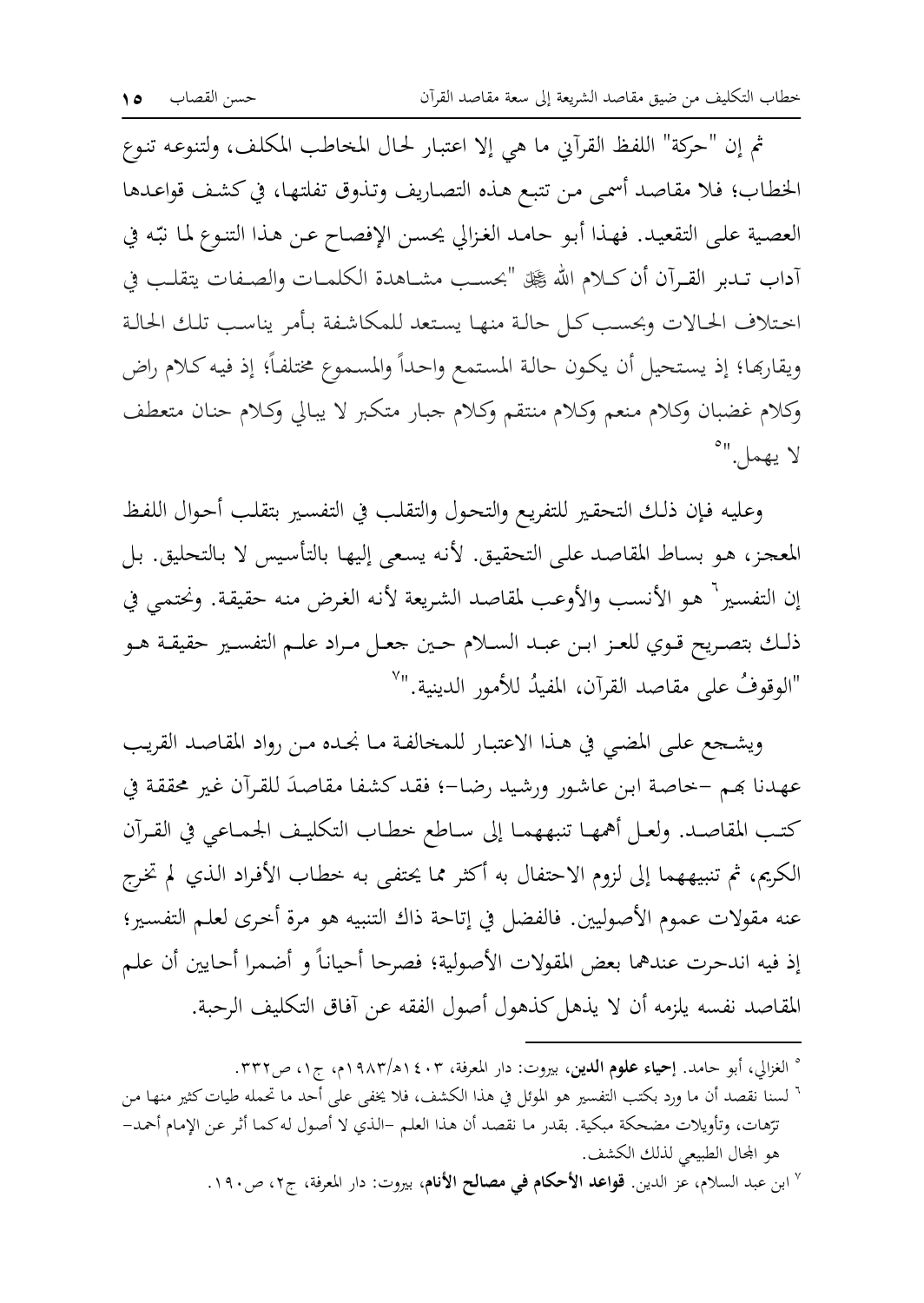ثم إن "حركة" اللفظ القرآني ما هي إلا اعتبار لحال المخاطب المكلف، ولتنوعه تنوع الخطاب؛ فلا مقاصد أسمى من تتبع هذه التصاريف وتذوق تفلتها، في كشف قواعدها العصية على التقعيد. فهذا أبو حامد الغزالي يحسن الإفصاح عن هذا التنوع لما نبّه في آداب تدبر القرآن أن كلام الله ﷻ "بحسب مشاهدة الكلمات والصفات يتقلب في اختلاف الحالات وبحسب كل حالة منها يستعد للمكاشفة بأمر يناسب تلك الحالة ويقاربها؛ إذ يستحيل أن يكون حالة المستمع واحداً والمسموع مختلفاً؛ إذ فيه كلام راض وكلام غضبان وكلام منعم وكلام منتقم وكلام جبار متكبر لا يبالي وكلام حنان متعطف لا يهمل."[5]

وعليه فإن ذلك التحقير للتفريع والتحول والتقلب في التفسير بتقلب أحوال اللفظ المعجز، هو بساط المقاصد على التحقيق. لأنه يسعى إليها بالتأسيس لا بالتحليق. بل إن التفسير[6] هو الأنسب والأوعب لمقاصد الشريعة لأنه الغرض منه حقيقة. ونحتمي في ذلك بتصريح قوي للعز ابن عبد السلام حين جعل مراد علم التفسير حقيقة هو "الوقوفُ على مقاصد القرآن، المفيدُ للأمور الدينية."[7]

ويشجع على المضي في هذا الاعتبار للمخالفة ما نجده من رواد المقاصد القريب عهدنا بهم –خاصة ابن عاشور ورشيد رضا–؛ فقد كشفا مقاصدَ للقرآن غير محققة في كتب المقاصد. ولعل أهمها تنبههما إلى ساطع خطاب التكليف الجماعي في القرآن الكريم، ثم تنبيههما إلى لزوم الاحتفال به أكثر مما يحتفى به خطاب الأفراد الذي لم تخرج عنه مقولات عموم الأصوليين. فالفضل في إتاحة ذاك التنبيه هو مرة أخرى لعلم التفسير؛ إذ فيه اندحرت عندهما بعض المقولات الأصولية؛ فصرحا أحياناً و أضمرا أحايين أن علم المقاصد نفسه يلزمه أن لا يذهل كذهول أصول الفقه عن آفاق التكليف الرحبة.

---

[5] الغزالي، أبو حامد. **إحياء علوم الدين**، بيروت: دار المعرفة، ١٤٠٣هـ/١٩٨٣م، ج١، ص٣٣٢.

[6] لسنا نقصد أن ما ورد بكتب التفسير هو المؤئل في هذا الكشف، فلا يخفى على أحد ما تحمله طيات كثير منها من ترّهات، وتأويلات مضحكة مبكية. بقدر ما نقصد أن هذا العلم –الذي لا أصول له كما أثر عن الإمام أحمد– هو المجال الطبيعي لذلك الكشف.

[7] ابن عبد السلام، عز الدين. **قواعد الأحكام في مصالح الأنام**، بيروت: دار المعرفة، ج٢، ص١٩٠.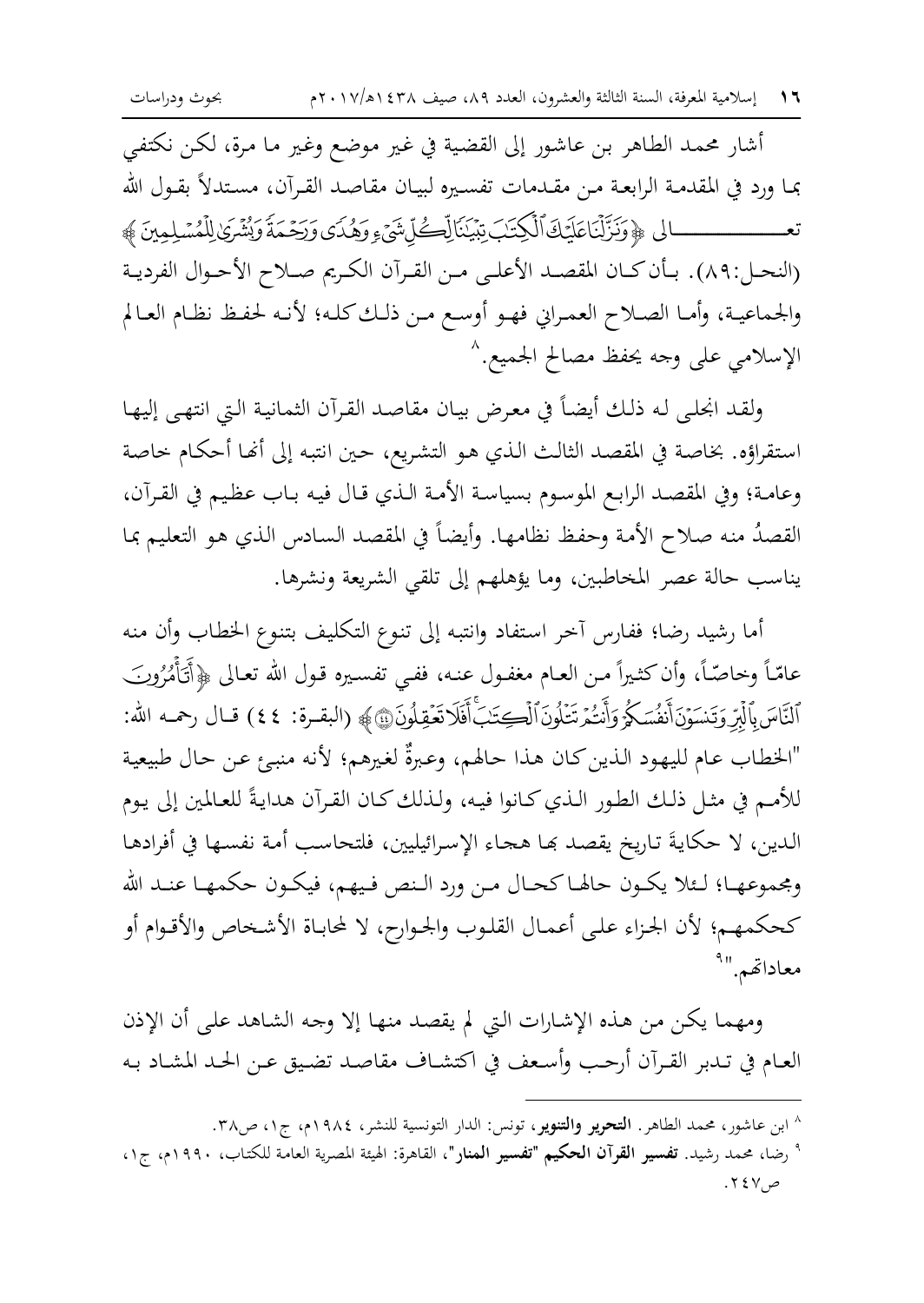أشار محمد الطاهر بن عاشور إلى القضية في غير موضع وغير ما مرة، لكن نكتفي بما ورد في المقدمة الرابعة من مقدمات تفسيره لبيان مقاصد القرآن، مستدلاً بقول الله تعالى ﴿وَنَزَّلْنَا عَلَيْكَ الْكِتَابَ تِبْيَانًا لِّكُلِّ شَيْءٍ وَهُدًى وَرَحْمَةً وَبُشْرَىٰ لِلْمُسْلِمِينَ﴾ (النحل:٨٩). بأن كان المقصد الأعلى من القرآن الكريم صلاح الأحوال الفردية والجماعية، وأما الصلاح العمراني فهو أوسع من ذلك كله؛ لأنه لحفظ نظام العالم الإسلامي على وجه يحفظ مصالح الجميع.[8]

ولقد انجلى له ذلك أيضاً في معرض بيان مقاصد القرآن الثمانية التي انتهى إليها استقراؤه. بخاصة في المقصد الثالث الذي هو التشريع، حين انتبه إلى أنها أحكام خاصة وعامة؛ وفي المقصد الرابع الموسوم بسياسة الأمة الذي قال فيه باب عظيم في القرآن، القصدُ منه صلاح الأمة وحفظ نظامها. وأيضاً في المقصد السادس الذي هو التعليم بما يناسب حالة عصر المخاطبين، وما يؤهلهم إلى تلقي الشريعة ونشرها.

أما رشيد رضا؛ ففارس آخر استفاد وانتبه إلى تنوع التكليف بتنوع الخطاب وأن منه عامّاً وخاصّاً، وأن كثيراً من العام مغفول عنه، ففي تفسيره قول الله تعالى ﴿أَتَأْمُرُونَ النَّاسَ بِالْبِرِّ وَتَنسَوْنَ أَنفُسَكُمْ وَأَنتُمْ تَتْلُونَ الْكِتَابَ ۚ أَفَلَا تَعْقِلُونَ﴾ (البقرة: ٤٤) قال رحمه الله: "الخطاب عام لليهود الذين كان هذا حالهم، وعبرةٌ لغيرهم؛ لأنه منبئ عن حال طبيعية للأمم في مثل ذلك الطور الذي كانوا فيه، ولذلك كان القرآن هدايةً للعالمين إلى يوم الدين، لا حكايةَ تاريخ يقصد بها هجاء الإسرائيليين، فلتحاسب أمة نفسها في أفرادها ومجموعها؛ لئلا يكون حالها كحال من ورد النص فيهم، فيكون حكمها عند الله كحكمهم؛ لأن الجزاء على أعمال القلوب والجوارح، لا لمحاباة الأشخاص والأقوام أو معاداتهم."[9]

ومهما يكن من هذه الإشارات التي لم يقصد منها إلا وجه الشاهد على أن الإذن العام في تدبر القرآن أرحب وأسعف في اكتشاف مقاصد تضيق عن الحد المشاد به

---

[8] ابن عاشور، محمد الطاهر. **التحرير والتنوير**، تونس: الدار التونسية للنشر، ١٩٨٤م، ج١، ص٣٨.

[9] رضا، محمد رشيد. **تفسير القرآن الحكيم "تفسير المنار"**، القاهرة: الهيئة المصرية العامة للكتاب، ١٩٩٠م، ج١، ص٢٤٧.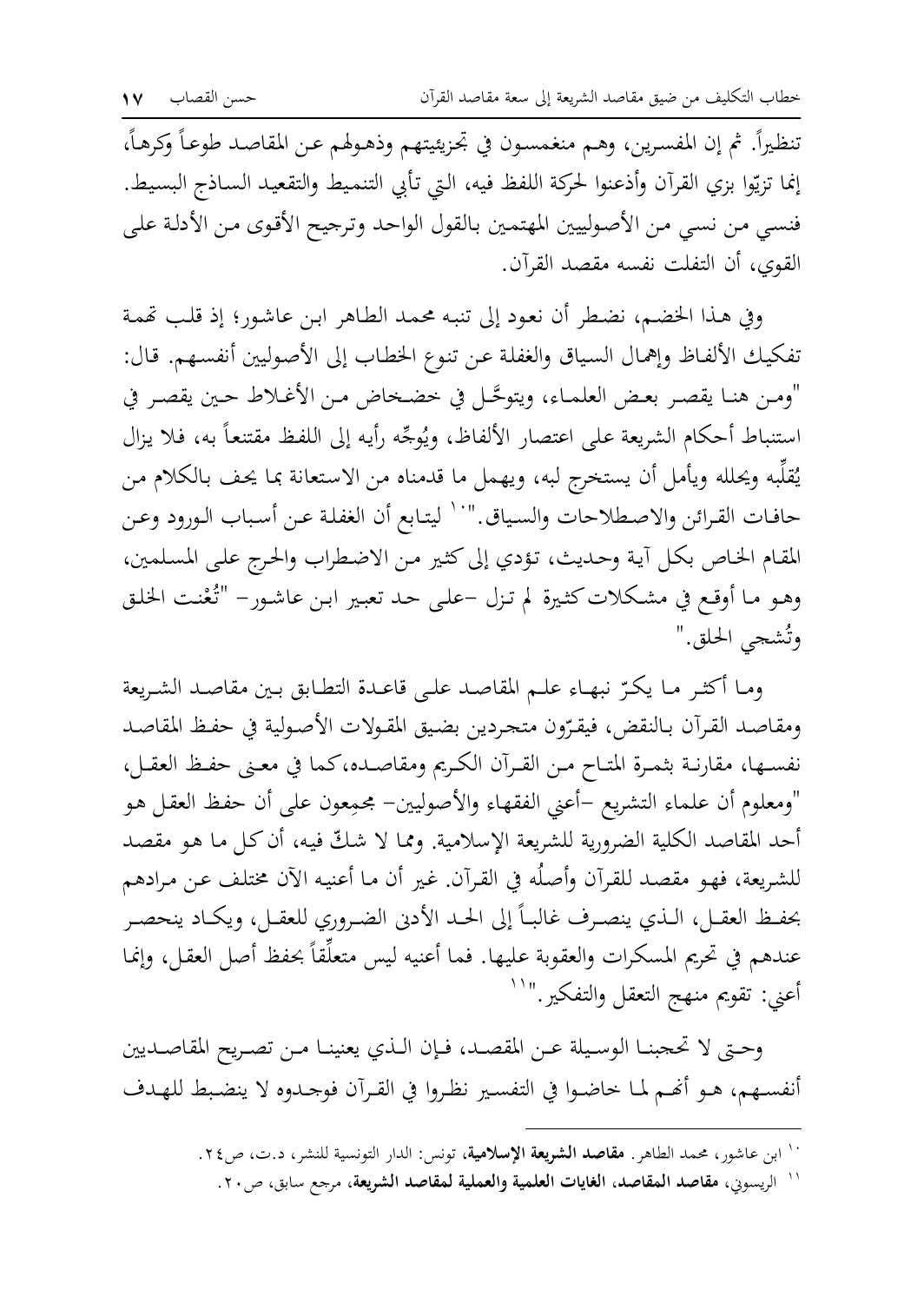تنظيراً. ثم إن المفسرين، وهم منغمسون في تجزيئيتهم وذهولهم عن المقاصد طوعاً وكرهاً، إنما تزيّوا بزي القرآن وأذعنوا لحركة اللفظ فيه، التي تأبى التنميط والتقعيد الساذج البسيط. فنسي من نسي من الأصوليين المهتمين بالقول الواحد وترجيح الأقوى من الأدلة على القوي، أن التفلت نفسه مقصد القرآن.

وفي هذا الخضم، نضطر أن نعود إلى تنبه محمد الطاهر ابن عاشور؛ إذ قلب تهمة تفكيك الألفاظ وإهمال السياق والغفلة عن تنوع الخطاب إلى الأصوليين أنفسهم. قال: "ومن هنا يقصر بعض العلماء، ويتوحَّل في خضخاض من الأغلاط حين يقصر في استنباط أحكام الشريعة على اعتصار الألفاظ، ويُوجِّه رأيه إلى اللفظ مقتنعاً به، فلا يزال يُقلِّبه ويحلله ويأمل أن يستخرج لبه، ويهمل ما قدمناه من الاستعانة بما يحف بالكلام من حافات القرائن والاصطلاحات والسياق."[10] ليتابع أن الغفلة عن أسباب الورود وعن المقام الخاص بكل آية وحديث، تؤدي إلى كثير من الاضطراب والحرج على المسلمين، وهو ما أوقع في مشكلات كثيرة لم تزل -على حد تعبير ابن عاشور- "تُعْنت الخلق وتُشجي الحلق."

وما أكثر ما يكرّ نبهاء علم المقاصد على قاعدة التطابق بين مقاصد الشريعة ومقاصد القرآن بالنقض، فيقرّون متجردين بضيق المقولات الأصولية في حفظ المقاصد نفسها، مقارنة بثمرة المتاح من القرآن الكريم ومقاصده، كما في معنى حفظ العقل، "ومعلوم أن علماء التشريع -أعني الفقهاء والأصوليين- مجمِعون على أن حفظ العقل هو أحد المقاصد الكلية الضرورية للشريعة الإسلامية. ومما لا شكّ فيه، أن كل ما هو مقصد للشريعة، فهو مقصد للقرآن وأصلُه في القرآن. غير أن ما أعنيه الآن مختلف عن مرادهم بحفظ العقل، الذي ينصرف غالباً إلى الحد الأدنى الضروري للعقل، ويكاد ينحصر عندهم في تحريم المسكرات والعقوبة عليها. فما أعنيه ليس متعلِّقاً بحفظ أصل العقل، وإنما أعني: تقويم منهج التعقل والتفكير."[11]

وحتى لا تحجبنا الوسيلة عن المقصد، فإن الذي يعنينا من تصريح المقاصديين أنفسهم، هو أنهم لما خاضوا في التفسير نظروا في القرآن فوجدوه لا ينضبط للهدف

---

[10] ابن عاشور، محمد الطاهر. **مقاصد الشريعة الإسلامية**، تونس: الدار التونسية للنشر، د.ت، ص٢٤.

[11] الريسوني، **مقاصد المقاصد، الغايات العلمية والعملية لمقاصد الشريعة**، مرجع سابق، ص٢٠.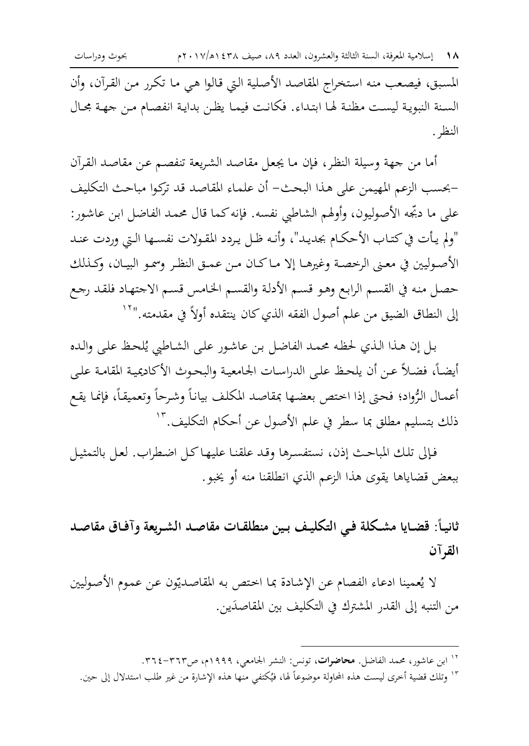المسبق، فيصعب منه استخراج المقاصد الأصلية التي قالوا هي ما تكرر من القرآن، وأن السنة النبوية ليست مظنة لها ابتداء. فكانت فيما يظن بداية انفصام من جهة مجال النظر.

أما من جهة وسيلة النظر، فإن ما يجعل مقاصد الشريعة تنفصم عن مقاصد القرآن -بحسب الزعم المهيمن على هذا البحث- أن علماء المقاصد قد تركوا مباحث التكليف على ما دبّجه الأصوليون، وأولهم الشاطبي نفسه. فإنه كما قال محمد الفاضل ابن عاشور: "ولم يأت في كتاب الأحكام بجديد"، وأنه ظل يردد المقولات نفسها التي وردت عند الأصوليين في معنى الرخصة وغيرها إلا ما كان من عمق النظر وسمو البيان، وكذلك حصل منه في القسم الرابع وهو قسم الأدلة والقسم الخامس قسم الاجتهاد فلقد رجع إلى النطاق الضيق من علم أصول الفقه الذي كان ينتقده أولاً في مقدمته."[12]

بل إن هذا الذي لحظه محمد الفاضل بن عاشور على الشاطبي يُلحظ على والده أيضاً، فضلاً عن أن يلحظ على الدراسات الجامعية والبحوث الأكاديمية المقامة على أعمال الرُّواد؛ فحتى إذا اختص بعضها بمقاصد المكلف بياناً وشرحاً وتعميقاً، فإنما يقع ذلك بتسليم مطلق بما سطر في علم الأصول عن أحكام التكليف.[13]

فإلى تلك المباحث إذن، نستفسرها وقد علقنا عليها كل اضطراب. لعل بالتمثيل ببعض قضاياها يقوى هذا الزعم الذي انطلقنا منه أو يخبو.

## ثانياً: قضايا مشكلة في التكليف بين منطلقات مقاصد الشريعة وآفاق مقاصد القرآن

لا يُعمينا ادعاء الفصام عن الإشادة بما اختص به المقاصديّون عن عموم الأصوليين من التنبه إلى القدر المشترك في التكليف بين المقاصدَين.

---

[12] ابن عاشور، محمد الفاضل. **محاضرات**، تونس: النشر الجامعي، ١٩٩٩م، ص٣٦٣-٣٦٤.

[13] وتلك قضية أخرى ليست هذه المحاولة موضوعاً لها، فيُكتفى منها هذه الإشارة من غير طلب استدلال إلى حين.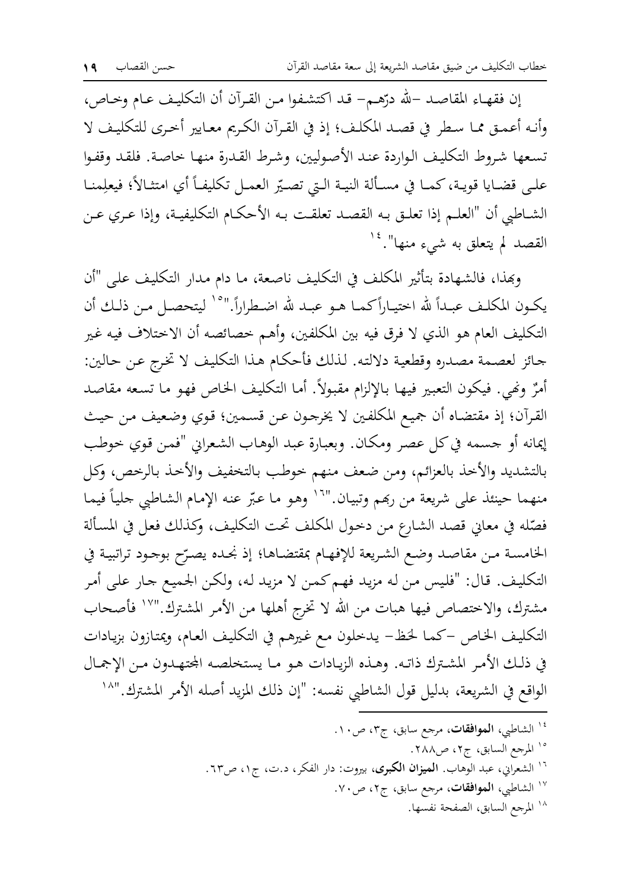إن فقهاء المقاصد -لله درّهم- قد اكتشفوا من القرآن أن التكليف عام وخاص، وأنه أعمق مما سطر في قصد المكلف؛ إذ في القرآن الكريم معايير أخرى للتكليف لا تسعها شروط التكليف الواردة عند الأصوليين، وشرط القدرة منها خاصة. فلقد وقفوا على قضايا قوية، كما في مسألة النية التي تصيّر العمل تكليفاً أي امتثالاً؛ فيعلِمنا الشاطبي أن "العلم إذا تعلق به القصد تعلقت به الأحكام التكليفية، وإذا عري عن القصد لم يتعلق به شيء منها".[14]

وبهذا، فالشهادة بتأثير المكلف في التكليف ناصعة، ما دام مدار التكليف على "أن يكون المكلف عبداً لله اختياراً كما هو عبد لله اضطراراً."[15] ليتحصل من ذلك أن التكليف العام هو الذي لا فرق فيه بين المكلفين، وأهم خصائصه أن الاختلاف فيه غير جائز لعصمة مصدره وقطعية دلالته. لذلك فأحكام هذا التكليف لا تخرج عن حالين: أمرٌ ونهي. فيكون التعبير فيها بالإلزام مقبولاً. أما التكليف الخاص فهو ما تسعه مقاصد القرآن؛ إذ مقتضاه أن جميع المكلفين لا يخرجون عن قسمين؛ قوي وضعيف من حيث إيمانه أو جسمه في كل عصر ومكان. وبعبارة عبد الوهاب الشعراني "فمن قوي خوطب بالتشديد والأخذ بالعزائم، ومن ضعف منهم خوطب بالتخفيف والأخذ بالرخص، وكل منهما حينئذ على شريعة من ربهم وتبيان."[16] وهو ما عبّر عنه الإمام الشاطبي جلياً فيما فصّله في معاني قصد الشارع من دخول المكلف تحت التكليف، وكذلك فعل في المسألة الخامسة من مقاصد وضع الشريعة للإفهام بمقتضاها؛ إذ نجده يصرّح بوجود تراتبية في التكليف. قال: "فليس من له مزيد فهم كمن لا مزيد له، ولكن الجميع جار على أمر مشترك، والاختصاص فيها هبات من الله لا تخرج أهلها من الأمر المشترك."[17] فأصحاب التكليف الخاص -كما لحظ- يدخلون مع غيرهم في التكليف العام، ويمتازون بزيادات في ذلك الأمر المشترك ذاته. وهذه الزيادات هو ما يستخلصه المجتهدون من الإجمال الواقع في الشريعة، بدليل قول الشاطبي نفسه: "إن ذلك المزيد أصله الأمر المشترك."[18]

---

[14] الشاطبي، **الموافقات**، مرجع سابق، ج٣، ص١٠.

[15] المرجع السابق، ج٢، ص٢٨٨.

[16] الشعراني، عبد الوهاب. **الميزان الكبرى**، بيروت: دار الفكر، د.ت، ج١، ص٦٣.

[17] الشاطبي، **الموافقات**، مرجع سابق، ج٢، ص٧٠.

[18] المرجع السابق، الصفحة نفسها.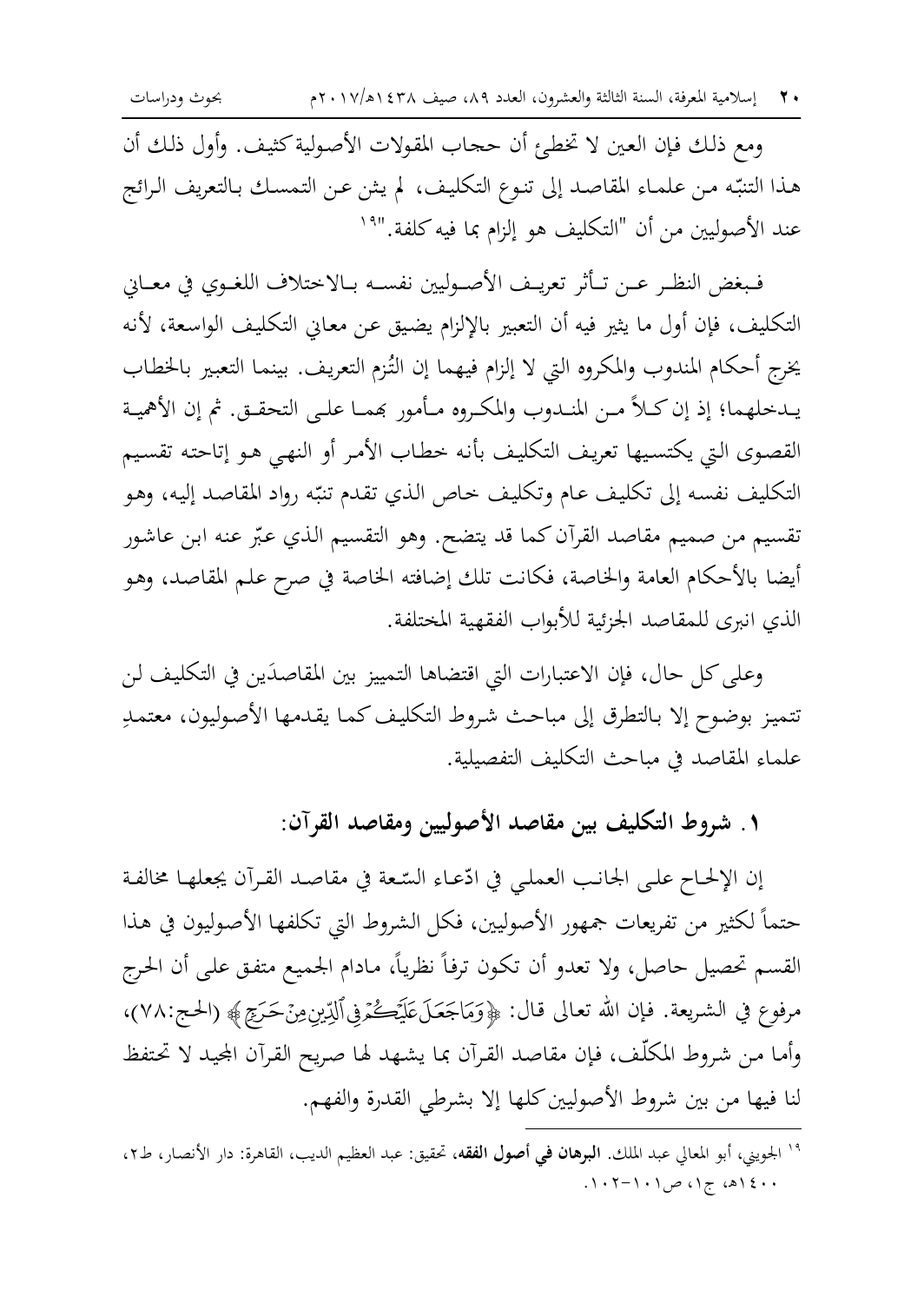ومع ذلك فإن العين لا تخطئ أن حجاب المقولات الأصولية كثيف. وأول ذلك أن هذا التنبّه من علماء المقاصد إلى تنوع التكليف، لم يثن عن التمسك بالتعريف الرائج عند الأصوليين من أن "التكليف هو إلزام بما فيه كلفة."[19]

فبغض النظر عن تأثر تعريف الأصوليين نفسه بالاختلاف اللغوي في معاني التكليف، فإن أول ما يثير فيه أن التعبير بالإلزام يضيق عن معاني التكليف الواسعة، لأنه يخرج أحكام المندوب والمكروه التي لا إلزام فيهما إن التُزم التعريف. بينما التعبير بالخطاب يدخلهما؛ إذ إن كلاً من المندوب والمكروه مأمور بهما على التحقق. ثم إن الأهمية القصوى التي يكتسيها تعريف التكليف بأنه خطاب الأمر أو النهي هو إتاحته تقسيم التكليف نفسه إلى تكليف عام وتكليف خاص الذي تقدم تنبّه رواد المقاصد إليه، وهو تقسيم من صميم مقاصد القرآن كما قد يتضح. وهو التقسيم الذي عبّر عنه ابن عاشور أيضا بالأحكام العامة والخاصة، فكانت تلك إضافته الخاصة في صرح علم المقاصد، وهو الذي انبرى للمقاصد الجزئية للأبواب الفقهية المختلفة.

وعلى كل حال، فإن الاعتبارات التي اقتضاها التمييز بين المقاصدَين في التكليف لن تتميز بوضوح إلا بالتطرق إلى مباحث شروط التكليف كما يقدمها الأصوليون، معتمدِ علماء المقاصد في مباحث التكليف التفصيلية.

## ١. شروط التكليف بين مقاصد الأصوليين ومقاصد القرآن:

إن الإلحاح على الجانب العملي في ادّعاء السّعة في مقاصد القرآن يجعلها مخالفة حتماً لكثير من تفريعات جمهور الأصوليين، فكل الشروط التي تكلفها الأصوليون في هذا القسم تحصيل حاصل، ولا تعدو أن تكون ترفاً نظرياً، مادام الجميع متفق على أن الحرج مرفوع في الشريعة. فإن الله تعالى قال: ﴿وَمَا جَعَلَ عَلَيْكُمْ فِي الدِّينِ مِنْ حَرَجٍ﴾ (الحج:٧٨)، وأما من شروط المكلّف، فإن مقاصد القرآن بما يشهد لها صريح القرآن المجيد لا تحتفظ لنا فيها من بين شروط الأصوليين كلها إلا بشرطي القدرة والفهم.

---

[19] الجويني، أبو المعالي عبد الملك. **البرهان في أصول الفقه**، تحقيق: عبد العظيم الديب، القاهرة: دار الأنصار، ط٢، ١٤٠٠هـ، ج١، ص١٠١-١٠٢.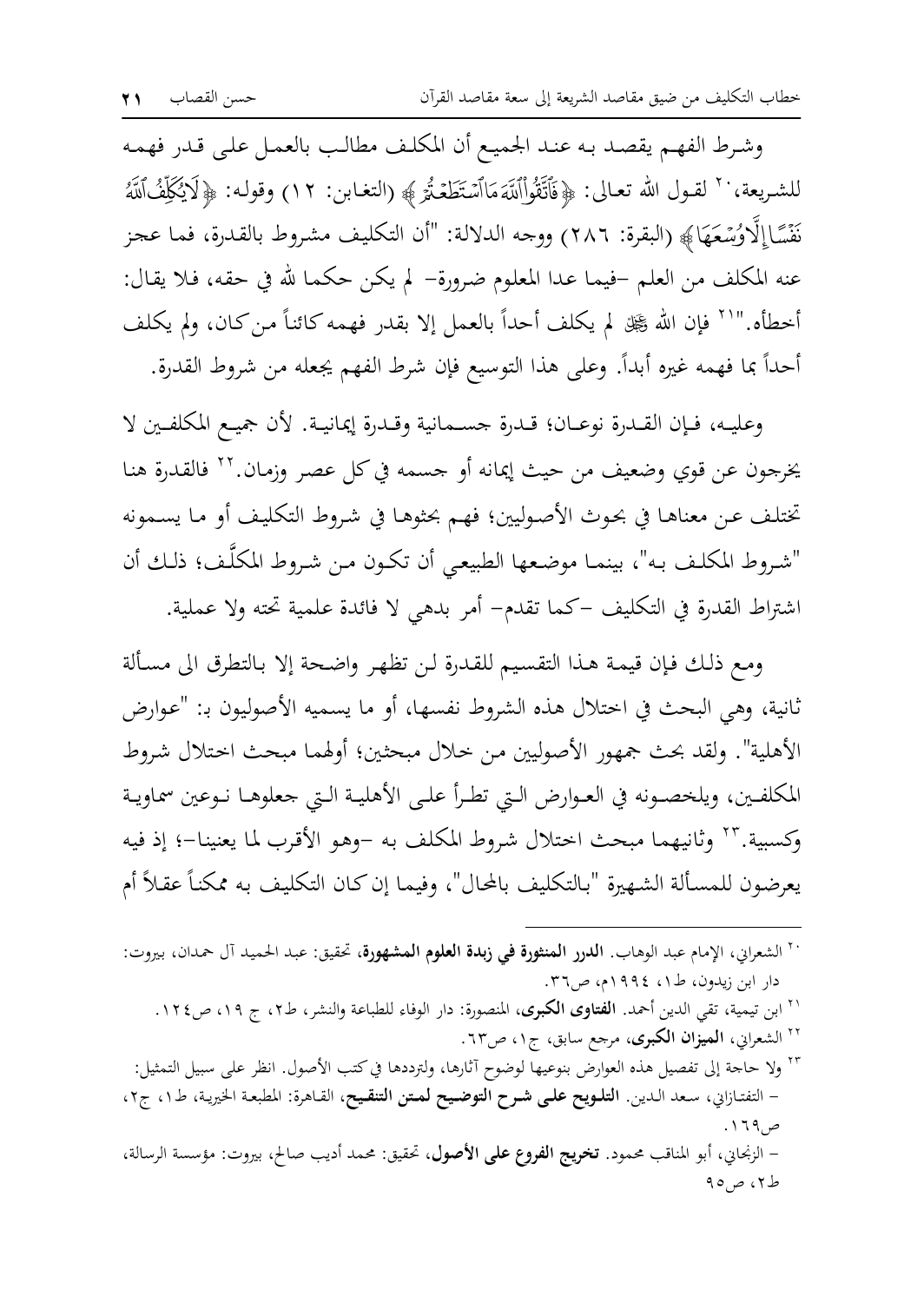وشرط الفهم يقصد به عند الجميع أن المكلف مطالب بالعمل على قدر فهمه للشريعة،[20] لقول الله تعالى: ﴿فَٱتَّقُواْ ٱللَّهَ مَا ٱسۡتَطَعۡتُمۡ﴾ (التغابن: ١٢) وقوله: ﴿لَا يُكَلِّفُ ٱللَّهُ نَفۡسًا إِلَّا وُسۡعَهَا﴾ (البقرة: ٢٨٦) ووجه الدلالة: "أن التكليف مشروط بالقدرة، فما عجز عنه المكلف من العلم -فيما عدا المعلوم ضرورة- لم يكن حكما لله في حقه، فلا يقال: أخطأه."[21] فإن الله ﷻ لم يكلف أحداً بالعمل إلا بقدر فهمه كائناً من كان، ولم يكلف أحداً بما فهمه غيره أبداً. وعلى هذا التوسيع فإن شرط الفهم يجعله من شروط القدرة.

وعليه، فإن القدرة نوعان؛ قدرة جسمانية وقدرة إيمانية. لأن جميع المكلفين لا يخرجون عن قوي وضعيف من حيث إيمانه أو جسمه في كل عصر وزمان.[22] فالقدرة هنا تختلف عن معناها في بحوث الأصوليين؛ فهم بحثوها في شروط التكليف أو ما يسمونه "شروط المكلف به"، بينما موضعها الطبيعي أن تكون من شروط المكلَّف؛ ذلك أن اشتراط القدرة في التكليف -كما تقدم- أمر بدهي لا فائدة علمية تحته ولا عملية.

ومع ذلك فإن قيمة هذا التقسيم للقدرة لن تظهر واضحة إلا بالتطرق الى مسألة ثانية، وهي البحث في اختلال هذه الشروط نفسها، أو ما يسميه الأصوليون بـ: "عوارض الأهلية". ولقد بحث جمهور الأصوليين من خلال مبحثين؛ أولهما مبحث اختلال شروط المكلفين، ويلخصونه في العوارض التي تطرأ على الأهلية التي جعلوها نوعين سماوية وكسبية.[23] وثانيهما مبحث اختلال شروط المكلف به -وهو الأقرب لما يعنينا-؛ إذ فيه يعرضون للمسألة الشهيرة "بالتكليف بالمحال"، وفيما إن كان التكليف به ممكناً عقلاً أم

---

[20] الشعراني، الإمام عبد الوهاب. **الدرر المنثورة في زبدة العلوم المشهورة**، تحقيق: عبد الحميد آل حمدان، بيروت: دار ابن زيدون، ط١، ١٩٩٤م، ص٣٦.

[21] ابن تيمية، تقي الدين أحمد. **الفتاوى الكبرى**، المنصورة: دار الوفاء للطباعة والنشر، ط٢، ج ١٩، ص١٢٤.

[22] الشعراني، **الميزان الكبرى**، مرجع سابق، ج١، ص٦٣.

[23] ولا حاجة إلى تفصيل هذه العوارض بنوعيها لوضوح آثارها، ولترددها في كتب الأصول. انظر على سبيل التمثيل:
- التفتازاني، سعد الدين. **التلويح على شرح التوضيح لمتن التنقيح**، القاهرة: المطبعة الخيرية، ط١، ج٢، ص١٦٩.
- الزنجاني، أبو المناقب محمود. **تخريج الفروع على الأصول**، تحقيق: محمد أديب صالح، بيروت: مؤسسة الرسالة، ط٢، ص٩٥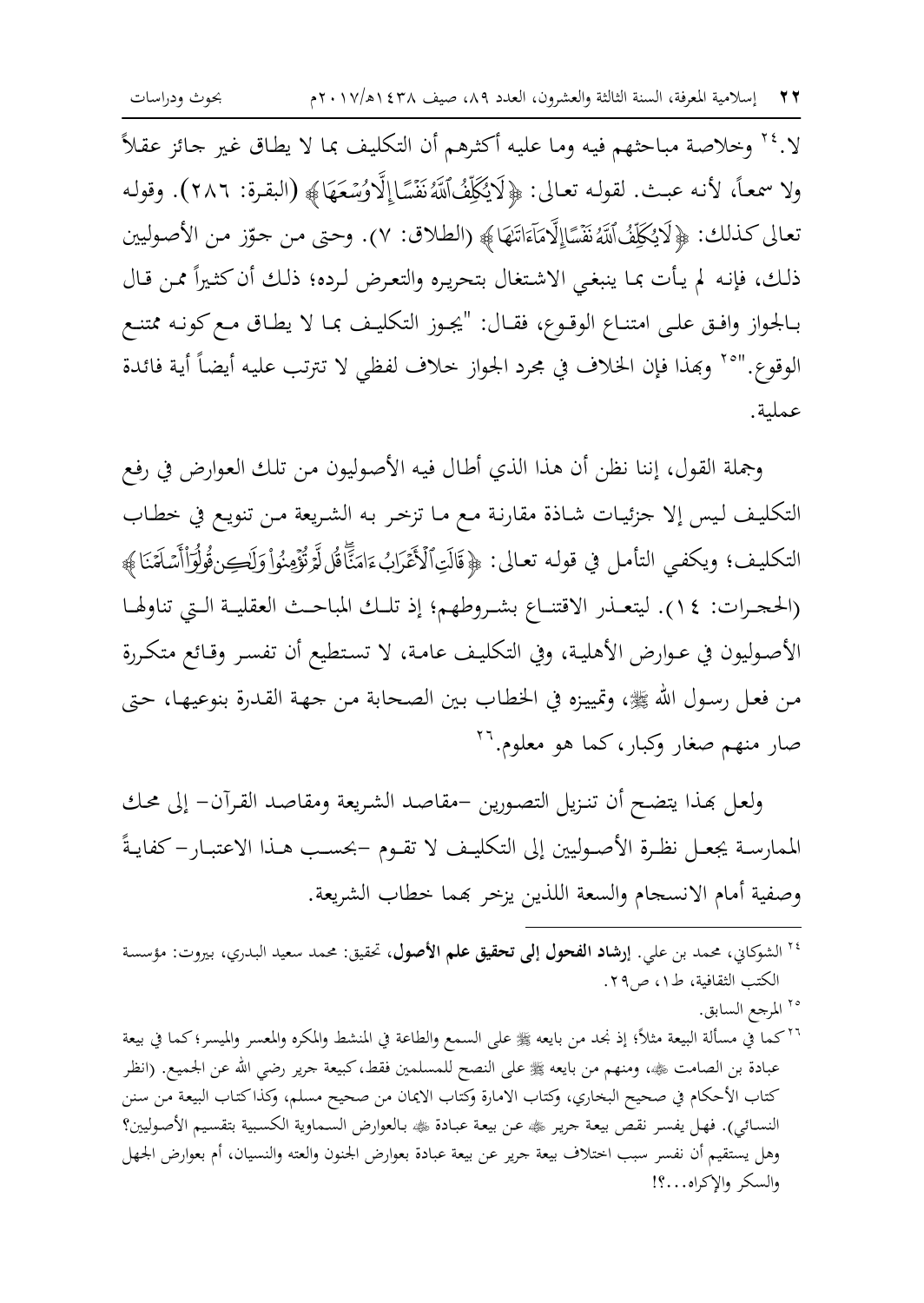لا.[24] وخلاصة مباحثهم فيه وما عليه أكثرهم أن التكليف بما لا يطاق غير جائز عقلاً ولا سمعاً، لأنه عبث. لقوله تعالى: ﴿لَا يُكَلِّفُ ٱللَّهُ نَفْسًا إِلَّا وُسْعَهَا﴾ (البقرة: ٢٨٦). وقوله تعالى كذلك: ﴿لَا يُكَلِّفُ ٱللَّهُ نَفْسًا إِلَّا مَآ ءَاتَىٰهَا﴾ (الطلاق: ٧). وحتى من جوّز من الأصوليين ذلك، فإنه لم يأت بما ينبغي الاشتغال بتحريره والتعرض لرده؛ ذلك أن كثيراً ممن قال بالجواز وافق على امتناع الوقوع، فقال: "يجوز التكليف بما لا يطاق مع كونه ممتنع الوقوع."[25] وبهذا فإن الخلاف في مجرد الجواز خلاف لفظي لا تترتب عليه أيضاً أية فائدة عملية.

وجملة القول، إننا نظن أن هذا الذي أطال فيه الأصوليون من تلك العوارض في رفع التكليف ليس إلا جزئيات شاذة مقارنة مع ما تزخر به الشريعة من تنويع في خطاب التكليف؛ ويكفي التأمل في قوله تعالى: ﴿قَالَتِ ٱلْأَعْرَابُ ءَامَنَّا ۖ قُل لَّمْ تُؤْمِنُوا۟ وَلَـٰكِن قُولُوٓا۟ أَسْلَمْنَا﴾ (الحجرات: ١٤). ليتعذر الاقتناع بشروطهم؛ إذ تلك المباحث العقلية التي تناولها الأصوليون في عوارض الأهلية، وفي التكليف عامة، لا تستطيع أن تفسر وقائع متكررة من فعل رسول الله ﷺ، وتمييزه في الخطاب بين الصحابة من جهة القدرة بنوعيها، حتى صار منهم صغار وكبار، كما هو معلوم.[26]

ولعل بهذا يتضح أن تنزيل التصورين –مقاصد الشريعة ومقاصد القرآن– إلى محك الممارسة يجعل نظرة الأصوليين إلى التكليف لا تقوم –بحسب هذا الاعتبار– كفايةً وصفية أمام الانسجام والسعة اللذين يزخر بهما خطاب الشريعة.

---

[24] الشوكاني، محمد بن علي. **إرشاد الفحول إلى تحقيق علم الأصول**، تحقيق: محمد سعيد البدري، بيروت: مؤسسة الكتب الثقافية، ط١، ص٢٩.

[25] المرجع السابق.

[26] كما في مسألة البيعة مثلاً؛ إذ نجد من بايعه ﷺ على السمع والطاعة في المنشط والمكره والمعسر والميسر؛ كما في بيعة عبادة بن الصامت ﷺ، ومنهم من بايعه ﷺ على النصح للمسلمين فقط، كبيعة جرير رضي الله عن الجميع. (انظر كتاب الأحكام في صحيح البخاري، وكتاب الامارة وكتاب الايمان من صحيح مسلم، وكذا كتاب البيعة من سنن النسائي). فهل يفسر نقص بيعة جرير ﷺ عن بيعة عبادة ﷺ بالعوارض السماوية الكسبية بتقسيم الأصوليين؟ وهل يستقيم أن نفسر سبب اختلاف بيعة جرير عن بيعة عبادة بعوارض الجنون والعته والنسيان، أم بعوارض الجهل والسكر والإكراه...؟!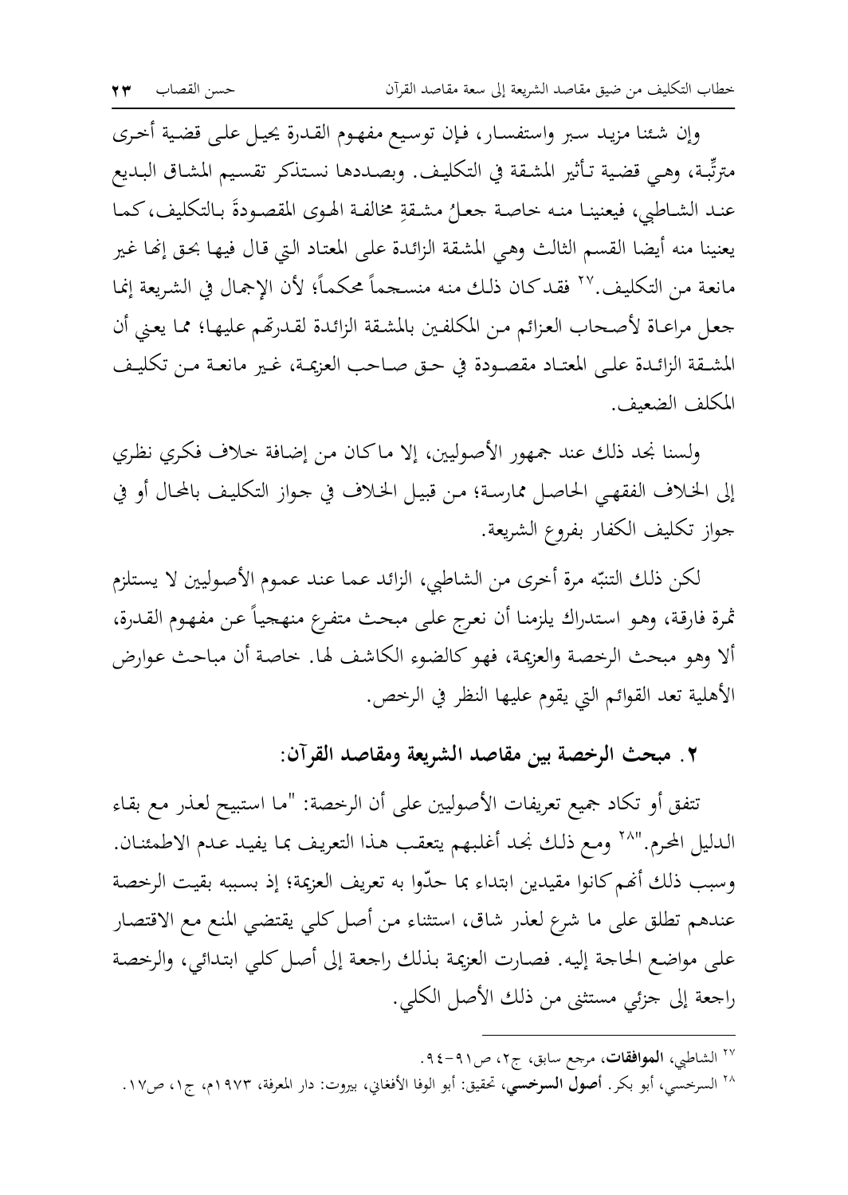وإن شئنا مزيد سبر واستفسار، فإن توسيع مفهوم القدرة يحيل على قضية أخرى مترتِّبة، وهي قضية تأثير المشقة في التكليف. وبصددها نستذكر تقسيم المشاق البديع عند الشاطبي، فيعنينا منه خاصة جعلُ مشقةِ مخالفة الهوى المقصودةَ بالتكليف، كما يعنينا منه أيضا القسم الثالث وهي المشقة الزائدة على المعتاد التي قال فيها بحق إنها غير مانعة من التكليف.[27] فقد كان ذلك منه منسجماً محكماً؛ لأن الإجمال في الشريعة إنما جعل مراعاة لأصحاب العزائم من المكلفين بالمشقة الزائدة لقدرتهم عليها؛ مما يعني أن المشقة الزائدة على المعتاد مقصودة في حق صاحب العزيمة، غير مانعة من تكليف المكلف الضعيف.

ولسنا نجد ذلك عند جمهور الأصوليين، إلا ما كان من إضافة خلاف فكري نظري إلى الخلاف الفقهي الحاصل ممارسة؛ من قبيل الخلاف في جواز التكليف بالمحال أو في جواز تكليف الكفار بفروع الشريعة.

لكن ذلك التنبّه مرة أخرى من الشاطبي، الزائد عما عند عموم الأصوليين لا يستلزم ثمرة فارقة، وهو استدراك يلزمنا أن نعرج على مبحث متفرع منهجياً عن مفهوم القدرة، ألا وهو مبحث الرخصة والعزيمة، فهو كالضوء الكاشف لها. خاصة أن مباحث عوارض الأهلية تعد القوائم التي يقوم عليها النظر في الرخص.

### ٢. مبحث الرخصة بين مقاصد الشريعة ومقاصد القرآن:

تتفق أو تكاد جميع تعريفات الأصوليين على أن الرخصة: "ما استبيح لعذر مع بقاء الدليل المحرم."[28] ومع ذلك نجد أغلبهم يتعقب هذا التعريف بما يفيد عدم الاطمئنان. وسبب ذلك أنهم كانوا مقيدين ابتداء بما حدّوا به تعريف العزيمة؛ إذ بسببه بقيت الرخصة عندهم تطلق على ما شرع لعذر شاق، استثناء من أصل كلي يقتضي المنع مع الاقتصار على مواضع الحاجة إليه. فصارت العزيمة بذلك راجعة إلى أصل كلي ابتدائي، والرخصة راجعة إلى جزئي مستثنى من ذلك الأصل الكلي.

---

[27] الشاطبي، **الموافقات**، مرجع سابق، ج٢، ص٩١-٩٤.

[28] السرخسي، أبو بكر. **أصول السرخسي**، تحقيق: أبو الوفا الأفغاني، بيروت: دار المعرفة، ١٩٧٣م، ج١، ص١٧.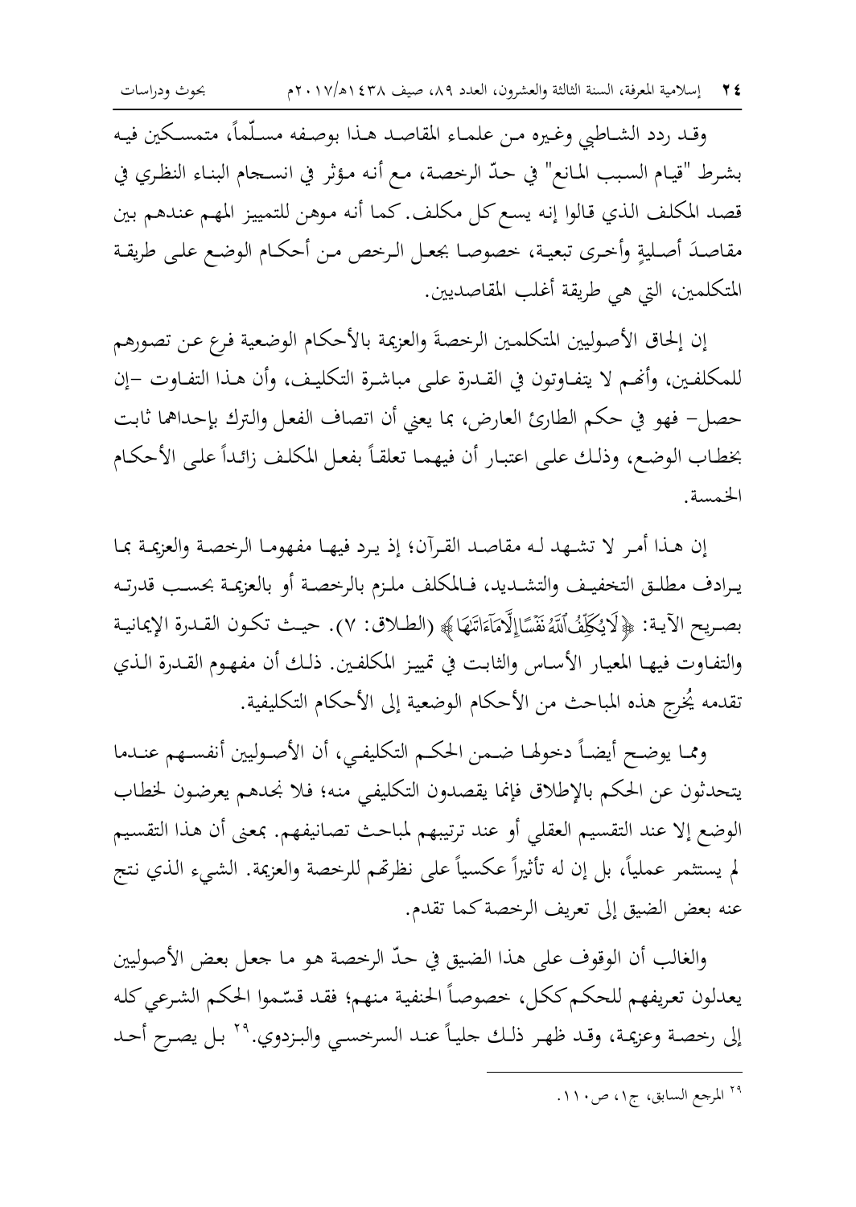وقد ردد الشاطبي وغيره من علماء المقاصد هذا بوصفه مسلّماً، متمسكين فيه بشرط "قيام السبب المانع" في حدّ الرخصة، مع أنه مؤثر في انسجام البناء النظري في قصد المكلف الذي قالوا إنه يسع كل مكلف. كما أنه موهن للتمييز المهم عندهم بين مقاصدَ أصليةٍ وأخرى تبعية، خصوصا بجعل الرخص من أحكام الوضع على طريقة المتكلمين، التي هي طريقة أغلب المقاصديين.

إن إلحاق الأصوليين المتكلمين الرخصةَ والعزيمة بالأحكام الوضعية فرع عن تصورهم للمكلفين، وأنهم لا يتفاوتون في القدرة على مباشرة التكليف، وأن هذا التفاوت -إن حصل- فهو في حكم الطارئ العارض، بما يعني أن اتصاف الفعل والترك بإحداهما ثابت بخطاب الوضع، وذلك على اعتبار أن فيهما تعلقاً بفعل المكلف زائداً على الأحكام الخمسة.

إن هذا أمر لا تشهد له مقاصد القرآن؛ إذ يرد فيها مفهوما الرخصة والعزيمة بما يرادف مطلق التخفيف والتشديد، فالمكلف ملزم بالرخصة أو بالعزيمة بحسب قدرته بصريح الآية: ﴿لَا يُكَلِّفُ ٱللَّهُ نَفْسًا إِلَّا مَآ ءَاتَىٰهَا﴾ (الطلاق: ٧). حيث تكون القدرة الإيمانية والتفاوت فيها المعيار الأساس والثابت في تمييز المكلفين. ذلك أن مفهوم القدرة الذي تقدمه يُخرج هذه المباحث من الأحكام الوضعية إلى الأحكام التكليفية.

ومما يوضح أيضاً دخولها ضمن الحكم التكليفي، أن الأصوليين أنفسهم عندما يتحدثون عن الحكم بالإطلاق فإنما يقصدون التكليفي منه؛ فلا نجدهم يعرضون لخطاب الوضع إلا عند التقسيم العقلي أو عند ترتيبهم لمباحث تصانيفهم. بمعنى أن هذا التقسيم لم يستثمر عملياً، بل إن له تأثيراً عكسياً على نظرتهم للرخصة والعزيمة. الشيء الذي نتج عنه بعض الضيق إلى تعريف الرخصة كما تقدم.

والغالب أن الوقوف على هذا الضيق في حدّ الرخصة هو ما جعل بعض الأصوليين يعدلون تعريفهم للحكم ككل، خصوصاً الحنفية منهم؛ فقد قسّموا الحكم الشرعي كله إلى رخصة وعزيمة، وقد ظهر ذلك جلياً عند السرخسي والبزدوي.[٢٩] بل يصرح أحد

---

[٢٩] المرجع السابق، ج١، ص١١٠.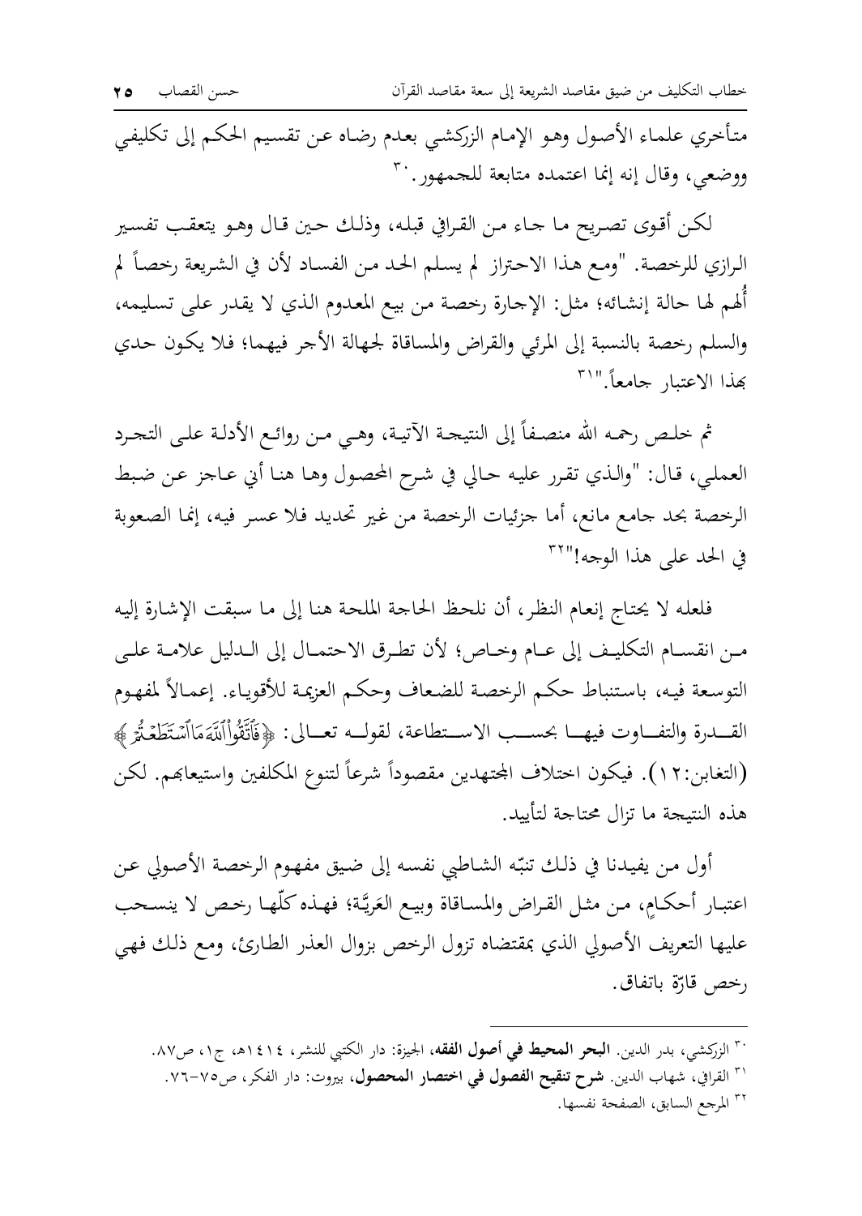متأخري علماء الأصول وهو الإمام الزركشي بعدم رضاه عن تقسيم الحكم إلى تكليفي ووضعي، وقال إنه إنما اعتمده متابعة للجمهور.[30]

لكن أقوى تصريح ما جاء من القرافي قبله، وذلك حين قال وهو يتعقب تفسير الرازي للرخصة. "ومع هذا الاحتراز لم يسلم الحد من الفساد لأن في الشريعة رخصاً لم أُلهم لها حالة إنشائه؛ مثل: الإجارة رخصة من بيع المعدوم الذي لا يقدر على تسليمه، والسلم رخصة بالنسبة إلى المرئي والقراض والمساقاة لجهالة الأجر فيهما؛ فلا يكون حدي بهذا الاعتبار جامعاً."[31]

ثم خلص رحمه الله منصفاً إلى النتيجة الآتية، وهي من روائع الأدلة على التجرد العملي، قال: "والذي تقرر عليه حالي في شرح المحصول وها هنا أني عاجز عن ضبط الرخصة بحد جامع مانع، أما جزئيات الرخصة من غير تحديد فلا عسر فيه، إنما الصعوبة في الحد على هذا الوجه!"[32]

فلعله لا يحتاج إنعام النظر، أن نلحظ الحاجة الملحة هنا إلى ما سبقت الإشارة إليه من انقسام التكليف إلى عام وخاص؛ لأن تطرق الاحتمال إلى الدليل علامة على التوسعة فيه، باستنباط حكم الرخصة للضعاف وحكم العزيمة للأقوياء. إعمالاً لمفهوم القدرة والتفاوت فيها بحسب الاستطاعة، لقوله تعالى: ﴿فَٱتَّقُواْ ٱللَّهَ مَا ٱسْتَطَعْتُمْ﴾ (التغابن:١٢). فيكون اختلاف المجتهدين مقصوداً شرعاً لتنوع المكلفين واستيعابهم. لكن هذه النتيجة ما تزال محتاجة لتأييد.

أول من يفيدنا في ذلك تنبّه الشاطبي نفسه إلى ضيق مفهوم الرخصة الأصولي عن اعتبار أحكامٍ، من مثل القراض والمساقاة وبيع العَرِيَّة؛ فهذه كلّها رخص لا ينسحب عليها التعريف الأصولي الذي بمقتضاه تزول الرخص بزوال العذر الطارئ، ومع ذلك فهي رخص قارّة باتفاق.

---

[30] الزركشي، بدر الدين. **البحر المحيط في أصول الفقه**، الجيزة: دار الكتبي للنشر، ١٤١٤هـ، ج١، ص٨٧.

[31] القرافي، شهاب الدين. **شرح تنقيح الفصول في اختصار المحصول**، بيروت: دار الفكر، ص٧٥-٧٦.

[32] المرجع السابق، الصفحة نفسها.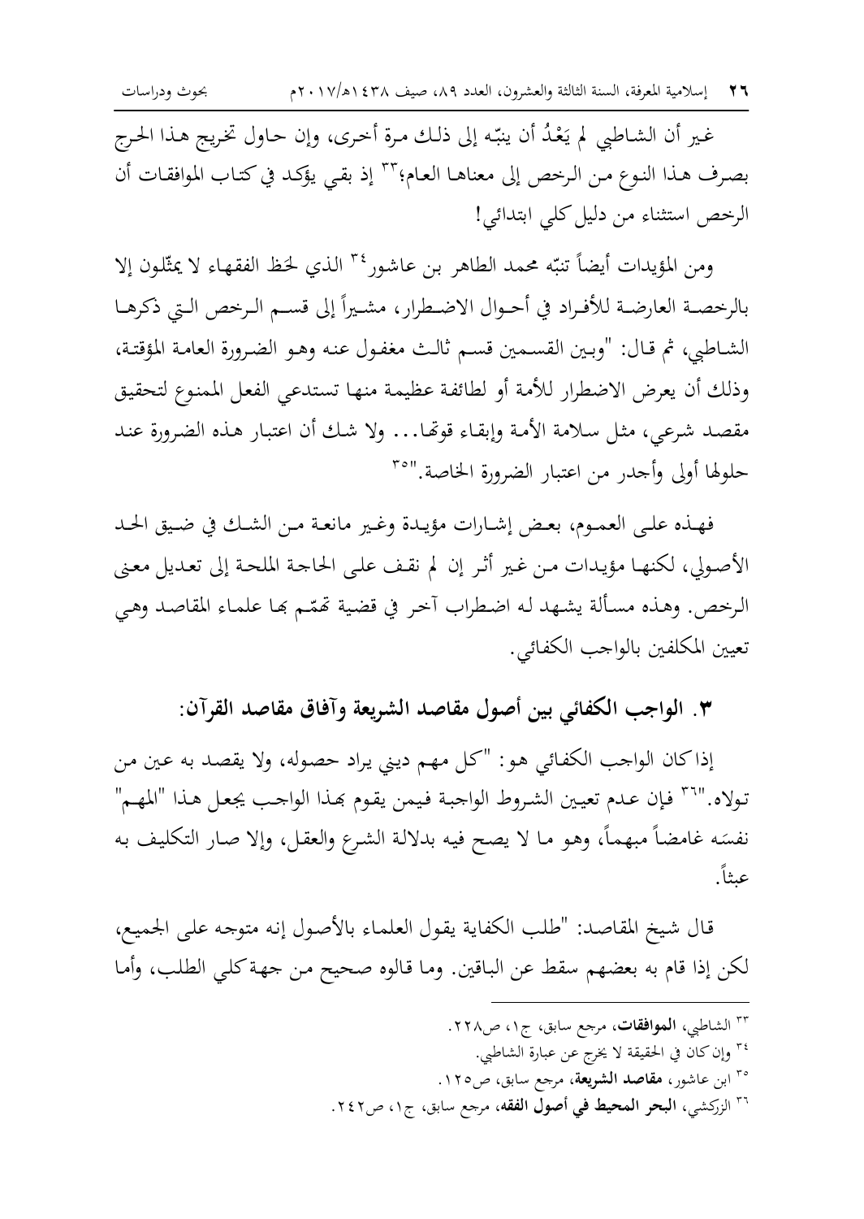غير أن الشاطبي لم يَعْدُ أن ينبّه إلى ذلك مرة أخرى، وإن حاول تخريج هذا الحرج بصرف هذا النوع من الرخص إلى معناها العام؛[33] إذ بقي يؤكد في كتاب الموافقات أن الرخص استثناء من دليل كلي ابتدائي!

ومن المؤيدات أيضاً تنبّه محمد الطاهر بن عاشور[34] الذي لحَظ الفقهاء لا يمثّلون إلا بالرخصة العارضة للأفراد في أحوال الاضطرار، مشيراً إلى قسم الرخص التي ذكرها الشاطبي، ثم قال: "وبين القسمين قسم ثالث مغفول عنه وهو الضرورة العامة المؤقتة، وذلك أن يعرض الاضطرار للأمة أو لطائفة عظيمة منها تستدعي الفعل الممنوع لتحقيق مقصد شرعي، مثل سلامة الأمة وإبقاء قوتها... ولا شك أن اعتبار هذه الضرورة عند حلولها أولى وأجدر من اعتبار الضرورة الخاصة."[35]

فهذه على العموم، بعض إشارات مؤيدة وغير مانعة من الشك في ضيق الحد الأصولي، لكنها مؤيدات من غير أثر إن لم نقف على الحاجة الملحة إلى تعديل معنى الرخص. وهذه مسألة يشهد له اضطراب آخر في قضية تهمّم بها علماء المقاصد وهي تعيين المكلفين بالواجب الكفائي.

### ٣. الواجب الكفائي بين أصول مقاصد الشريعة وآفاق مقاصد القرآن:

إذا كان الواجب الكفائي هو: "كل مهم ديني يراد حصوله، ولا يقصد به عين من تولاه."[36] فإن عدم تعيين الشروط الواجبة فيمن يقوم بهذا الواجب يجعل هذا "المهم" نفسَه غامضاً مبهماً، وهو ما لا يصح فيه بدلالة الشرع والعقل، وإلا صار التكليف به عبثاً.

قال شيخ المقاصد: "طلب الكفاية يقول العلماء بالأصول إنه متوجه على الجميع، لكن إذا قام به بعضهم سقط عن الباقين. وما قالوه صحيح من جهة كلي الطلب، وأما

---

[33] الشاطبي، **الموافقات**، مرجع سابق، ج١، ص٢٢٨.

[34] وإن كان في الحقيقة لا يخرج عن عبارة الشاطبي.

[35] ابن عاشور، **مقاصد الشريعة**، مرجع سابق، ص١٢٥.

[36] الزركشي، **البحر المحيط في أصول الفقه**، مرجع سابق، ج١، ص٢٤٢.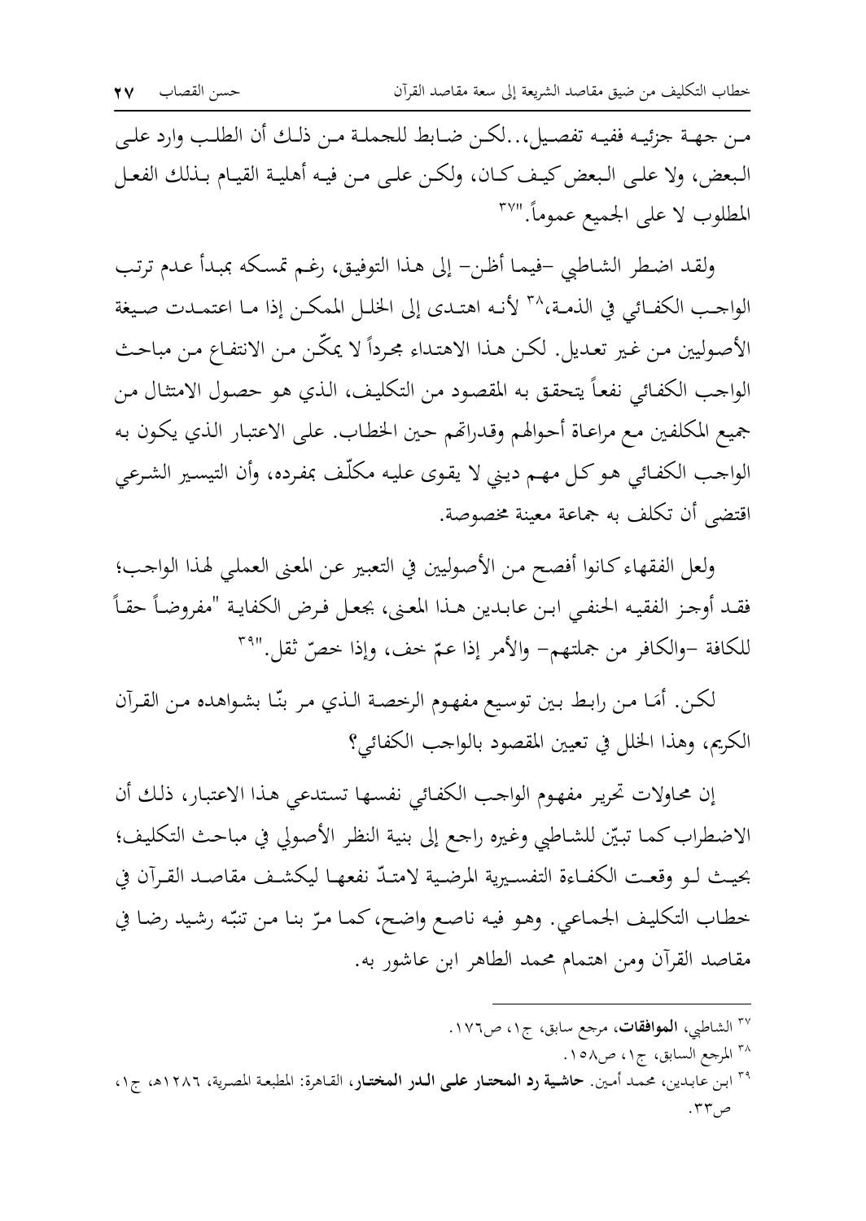من جهة جزئيه ففيه تفصيل،..لكن ضابط للجملة من ذلك أن الطلب وارد على البعض، ولا على البعض كيف كان، ولكن على من فيه أهلية القيام بذلك الفعل المطلوب لا على الجميع عموماً."[37]

ولقد اضطر الشاطبي -فيما أظن- إلى هذا التوفيق، رغم تمسكه بمبدأ عدم ترتب الواجب الكفائي في الذمة،[38] لأنه اهتدى إلى الخلل الممكن إذا ما اعتمدت صيغة الأصوليين من غير تعديل. لكن هذا الاهتداء مجرداً لا يمكّن من الانتفاع من مباحث الواجب الكفائي نفعاً يتحقق به المقصود من التكليف، الذي هو حصول الامتثال من جميع المكلفين مع مراعاة أحوالهم وقدراتهم حين الخطاب. على الاعتبار الذي يكون به الواجب الكفائي هو كل مهم ديني لا يقوى عليه مكلّف بمفرده، وأن التيسير الشرعي اقتضى أن تكلف به جماعة معينة مخصوصة.

ولعل الفقهاء كانوا أفصح من الأصوليين في التعبير عن المعنى العملي لهذا الواجب؛ فقد أوجز الفقيه الحنفي ابن عابدين هذا المعنى، بجعل فرض الكفاية "مفروضاً حقاً للكافة -والكافر من جملتهم- والأمر إذا عمّ خف، وإذا خصّ ثقل."[39]

لكن. أمَا من رابط بين توسيع مفهوم الرخصة الذي مر بنّا بشواهده من القرآن الكريم، وهذا الخلل في تعيين المقصود بالواجب الكفائي؟

إن محاولات تحرير مفهوم الواجب الكفائي نفسها تستدعي هذا الاعتبار، ذلك أن الاضطراب كما تبيّن للشاطبي وغيره راجع إلى بنية النظر الأصولي في مباحث التكليف؛ بحيث لو وقعت الكفاءة التفسيرية المرضية لامتدّ نفعها ليكشف مقاصد القرآن في خطاب التكليف الجماعي. وهو فيه ناصع واضح، كما مرّ بنا من تنبّه رشيد رضا في مقاصد القرآن ومن اهتمام محمد الطاهر ابن عاشور به.

---

[37] الشاطبي، **الموافقات**، مرجع سابق، ج١، ص١٧٦.

[38] المرجع السابق، ج١، ص١٥٨.

[39] ابن عابدين، محمد أمين. **حاشية رد المحتار على الدر المختار**، القاهرة: المطبعة المصرية، ١٢٨٦هـ، ج١، ص٣٣.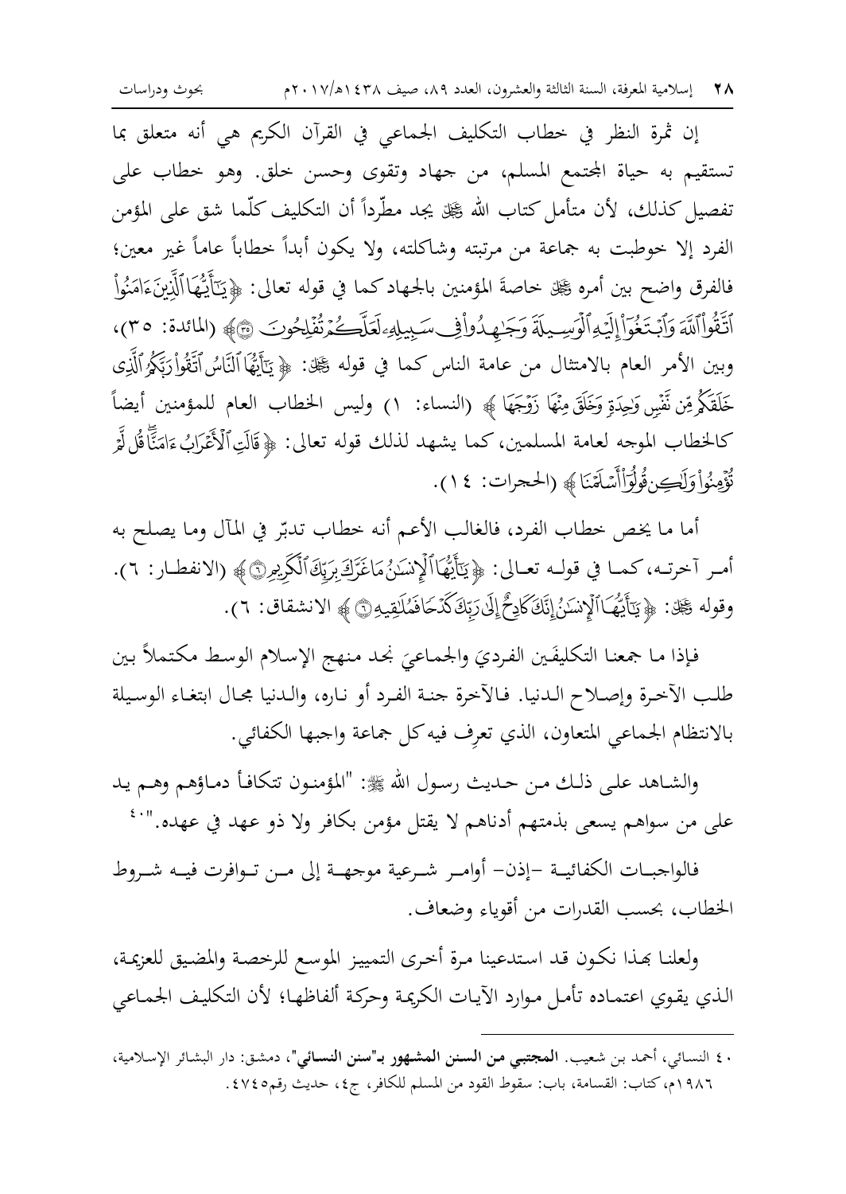إن ثمرة النظر في خطاب التكليف الجماعي في القرآن الكريم هي أنه متعلق بما تستقيم به حياة المجتمع المسلم، من جهاد وتقوى وحسن خلق. وهو خطاب على تفصيل كذلك، لأن متأمل كتاب الله ﷻ يجد مطّرداً أن التكليف كلّما شق على المؤمن الفرد إلا خوطبت به جماعة من مرتبته وشاكلته، ولا يكون أبداً خطاباً عاماً غير معين؛ فالفرق واضح بين أمره ﷻ خاصةَ المؤمنين بالجهاد كما في قوله تعالى: ﴿يَـٰٓأَيُّهَا ٱلَّذِينَ ءَامَنُواْ ٱتَّقُواْ ٱللَّهَ وَٱبْتَغُوٓاْ إِلَيْهِ ٱلْوَسِيلَةَ وَجَـٰهِدُواْ فِى سَبِيلِهِۦ لَعَلَّكُمْ تُفْلِحُونَ ﴾ (المائدة: ٣٥)، وبين الأمر العام بالامتثال من عامة الناس كما في قوله ﷻ: ﴿ يَـٰٓأَيُّهَا ٱلنَّاسُ ٱتَّقُواْ رَبَّكُمُ ٱلَّذِى خَلَقَكُم مِّن نَّفْسٍ وَٰحِدَةٍ وَخَلَقَ مِنْهَا زَوْجَهَا ﴾ (النساء: ١) وليس الخطاب العام للمؤمنين أيضاً كالخطاب الموجه لعامة المسلمين، كما يشهد لذلك قوله تعالى: ﴿ قَالَتِ ٱلْأَعْرَابُ ءَامَنَّا قُل لَّمْ تُؤْمِنُواْ وَلَـٰكِن قُولُوٓاْ أَسْلَمْنَا ﴾ (الحجرات: ١٤).

أما ما يخص خطاب الفرد، فالغالب الأعم أنه خطاب تدبّر في المآل وما يصلح به أمر آخرته، كما في قوله تعالى: ﴿يَـٰٓأَيُّهَا ٱلْإِنسَـٰنُ مَا غَرَّكَ بِرَبِّكَ ٱلْكَرِيمِ﴾ (الانفطار: ٦). وقوله ﷻ: ﴿ يَـٰٓأَيُّهَا ٱلْإِنسَـٰنُ إِنَّكَ كَادِحٌ إِلَىٰ رَبِّكَ كَدْحًا فَمُلَـٰقِيهِ ﴾ الانشقاق: ٦).

فإذا ما جمعنا التكليفَين الفرديَ والجماعيَ نجد منهج الإسلام الوسط مكتملاً بين طلب الآخرة وإصلاح الدنيا. فالآخرة جنة الفرد أو ناره، والدنيا مجال ابتغاء الوسيلة بالانتظام الجماعي المتعاون، الذي تعرف فيه كل جماعة واجبها الكفائي.

والشاهد على ذلك من حديث رسول الله ﷺ: "المؤمنون تتكافأ دماؤهم وهم يد على من سواهم يسعى بذمتهم أدناهم لا يقتل مؤمن بكافر ولا ذو عهد في عهده."[٤٠]

فالواجبات الكفائية -إذن- أوامر شرعية موجهة إلى من توافرت فيه شروط الخطاب، بحسب القدرات من أقوياء وضعاف.

ولعلنا بهذا نكون قد استدعينا مرة أخرى التمييز الموسع للرخصة والمضيق للعزيمة، الذي يقوي اعتماده تأمل موارد الآيات الكريمة وحركة ألفاظها؛ لأن التكليف الجماعي

---

٤٠ النسائي، أحمد بن شعيب. **المجتبى من السنن المشهور بـ"سنن النسائي"**، دمشق: دار البشائر الإسلامية، ١٩٨٦م، كتاب: القسامة، باب: سقوط القود من المسلم للكافر، ج٤، حديث رقم٤٧٤٥.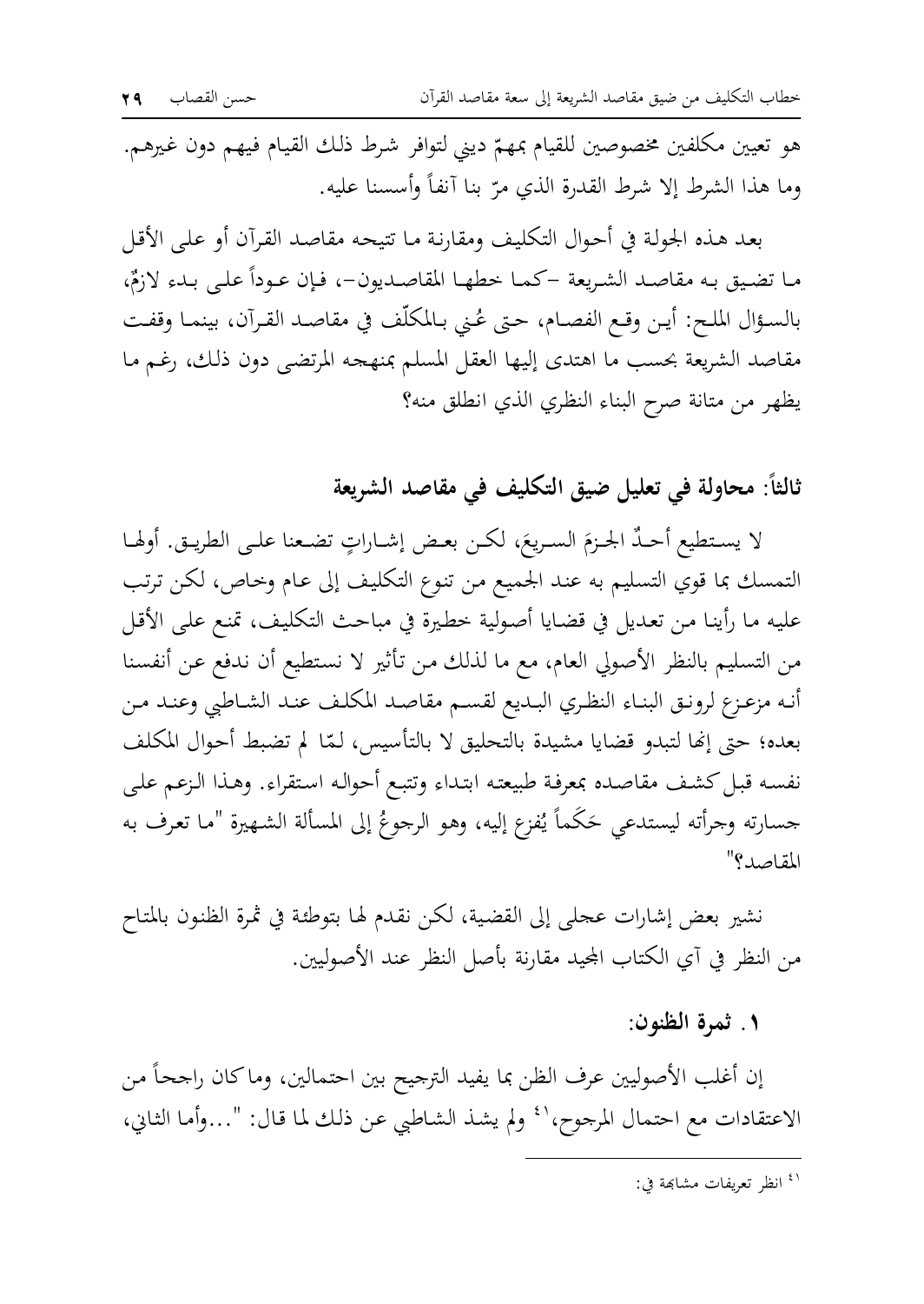هو تعيين مكلفين مخصوصين للقيام بمهمّ ديني لتوافر شرط ذلك القيام فيهم دون غيرهم. وما هذا الشرط إلا شرط القدرة الذي مرّ بنا آنفاً وأسسنا عليه.

بعد هذه الجولة في أحوال التكليف ومقارنة ما تتيحه مقاصد القرآن أو على الأقل ما تضيق به مقاصد الشريعة -كما خطها المقاصديون-، فإن عوداً على بدء لازمٌ، بالسؤال الملح: أين وقع الفصام، حتى عُني بالمكلّف في مقاصد القرآن، بينما وقفت مقاصد الشريعة بحسب ما اهتدى إليها العقل المسلم بمنهجه المرتضى دون ذلك، رغم ما يظهر من متانة صرح البناء النظري الذي انطلق منه؟

## ثالثاً: محاولة في تعليل ضيق التكليف في مقاصد الشريعة

لا يستطيع أحدٌ الجزمَ السريعَ، لكن بعض إشاراتٍ تضعنا على الطريق. أولها التمسك بما قوي التسليم به عند الجميع من تنوع التكليف إلى عام وخاص، لكن ترتب عليه ما رأينا من تعديل في قضايا أصولية خطيرة في مباحث التكليف، تمنع على الأقل من التسليم بالنظر الأصولي العام، مع ما لذلك من تأثير لا نستطيع أن ندفع عن أنفسنا أنه مزعزع لرونق البناء النظري البديع لقسم مقاصد المكلف عند الشاطبي وعند من بعده؛ حتى إنها لتبدو قضايا مشيدة بالتحليق لا بالتأسيس، لمّا لم تضبط أحوال المكلف نفسه قبل كشف مقاصده بمعرفة طبيعته ابتداء وتتبع أحواله استقراء. وهذا الزعم على جسارته وجرأته ليستدعي حَكَماً يُفزع إليه، وهو الرجوعُ إلى المسألة الشهيرة "ما تعرف به المقاصد؟"

نشير بعض إشارات عجلى إلى القضية، لكن نقدم لها بتوطئة في ثمرة الظنون بالمتاح من النظر في آي الكتاب المجيد مقارنة بأصل النظر عند الأصوليين.

### ١. ثمرة الظنون:

إن أغلب الأصوليين عرف الظن بما يفيد الترجيح بين احتمالين، وما كان راجحاً من الاعتقادات مع احتمال المرجوح،[41] ولم يشذ الشاطبي عن ذلك لما قال: "...وأما الثاني،

---

[41] انظر تعريفات مشابهة في: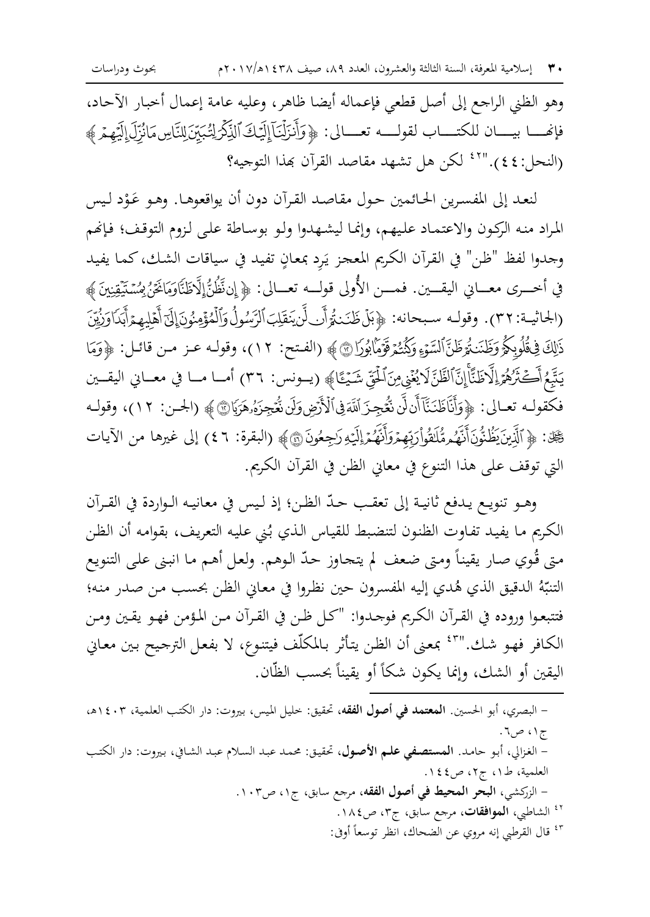وهو الظني الراجع إلى أصل قطعي فإعماله أيضا ظاهر، وعليه عامة إعمال أخبار الآحاد، فإنها بيان للكتاب لقوله تعالى: ﴿وَأَنزَلْنَا إِلَيْكَ الذِّكْرَ لِتُبَيِّنَ لِلنَّاسِ مَا نُزِّلَ إِلَيْهِمْ﴾ (النحل: ٤٤)."[42] لكن هل تشهد مقاصد القرآن بهذا التوجيه؟

لنعد إلى المفسرين الحائمين حول مقاصد القرآن دون أن يواقعوها. وهو عَوْد ليس المراد منه الركون والاعتماد عليهم، وإنما ليشهدوا ولو بوساطة على لزوم التوقف؛ فإنهم وجدوا لفظ "ظن" في القرآن الكريم المعجز يَرِد بمعانٍ تفيد في سياقات الشك، كما يفيد في أخرى معاني اليقين. فمن الأولى قوله تعالى: ﴿إِن نَّظُنُّ إِلَّا ظَنًّا وَمَا نَحْنُ بِمُسْتَيْقِنِينَ﴾ (الجاثية: ٣٢). وقوله سبحانه: ﴿بَلْ ظَنَنتُمْ أَن لَّن يَنقَلِبَ الرَّسُولُ وَالْمُؤْمِنُونَ إِلَىٰ أَهْلِيهِمْ أَبَدًا وَزُيِّنَ ذَٰلِكَ فِي قُلُوبِكُمْ وَظَنَنتُمْ ظَنَّ السَّوْءِ وَكُنتُمْ قَوْمًا بُورًا﴾ (الفتح: ١٢)، وقوله عز من قائل: ﴿وَمَا يَتَّبِعُ أَكْثَرُهُمْ إِلَّا ظَنًّا إِنَّ الظَّنَّ لَا يُغْنِي مِنَ الْحَقِّ شَيْئًا﴾ (يونس: ٣٦) أما ما في معاني اليقين فكقوله تعالى: ﴿وَأَنَّا ظَنَنَّا أَن لَّن نُّعْجِزَ اللَّهَ فِي الْأَرْضِ وَلَن نُّعْجِزَهُ هَرَبًا﴾ (الجن: ١٢)، وقوله ﷻ: ﴿الَّذِينَ يَظُنُّونَ أَنَّهُم مُّلَاقُو رَبِّهِمْ وَأَنَّهُمْ إِلَيْهِ رَاجِعُونَ﴾ (البقرة: ٤٦) إلى غيرها من الآيات التي توقف على هذا التنوع في معاني الظن في القرآن الكريم.

وهو تنويع يدفع ثانية إلى تعقب حدّ الظن؛ إذ ليس في معانيه الواردة في القرآن الكريم ما يفيد تفاوت الظنون لتنضبط للقياس الذي بُني عليه التعريف، بقوامه أن الظن متى قُوي صار يقيناً ومتى ضعف لم يتجاوز حدّ الوهم. ولعل أهم ما انبنى على التنويع التنبّهُ الدقيق الذي هُدي إليه المفسرون حين نظروا في معاني الظن بحسب من صدر منه؛ فتتبعوا وروده في القرآن الكريم فوجدوا: "كل ظن في القرآن من المؤمن فهو يقين ومن الكافر فهو شك."[43] بمعنى أن الظن يتأثر بالمكلّف فيتنوع، لا بفعل الترجيح بين معاني اليقين أو الشك، وإنما يكون شكاً أو يقيناً بحسب الظّان.

---

- البصري، أبو الحسين. **المعتمد في أصول الفقه**، تحقيق: خليل الميس، بيروت: دار الكتب العلمية، ١٤٠٣هـ، ج١، ص٦.
- الغزالي، أبو حامد. **المستصفى علم الأصول**، تحقيق: محمد عبد السلام عبد الشافي، بيروت: دار الكتب العلمية، ط١، ج٢، ص١٤٤.
- الزركشي، **البحر المحيط في أصول الفقه**، مرجع سابق، ج١، ص١٠٣.

[42] الشاطبي، **الموافقات**، مرجع سابق، ج٣، ص١٨٤.

[43] قال القرطبي إنه مروي عن الضحاك، انظر توسعاً أوفى: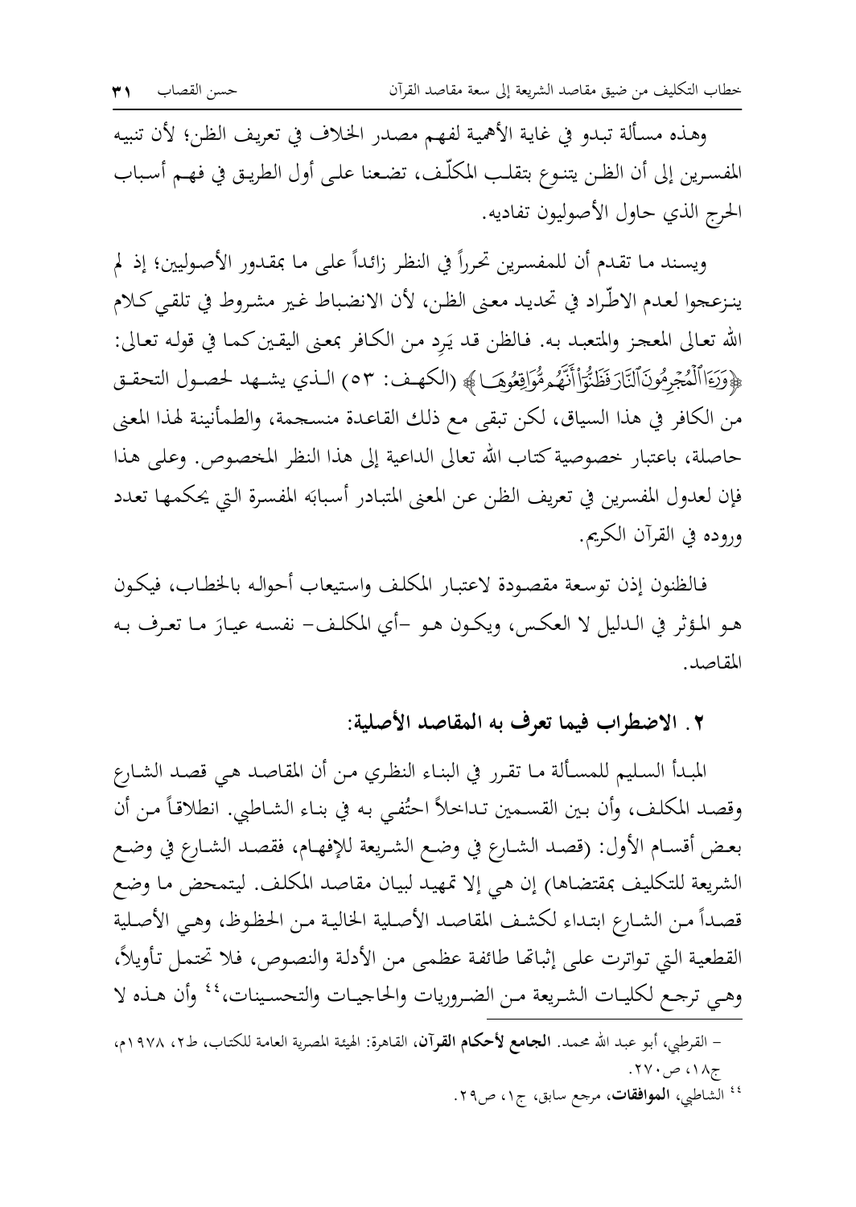وهذه مسألة تبدو في غاية الأهمية لفهم مصدر الخلاف في تعريف الظن؛ لأن تنبيه المفسرين إلى أن الظن يتنوع بتقلب المكلّف، تضعنا على أول الطريق في فهم أسباب الحرج الذي حاول الأصوليون تفاديه.

ويسند ما تقدم أن للمفسرين تحرراً في النظر زائداً على ما بمقدور الأصوليين؛ إذ لم ينزعجوا لعدم الاطّراد في تحديد معنى الظن، لأن الانضباط غير مشروط في تلقي كلام الله تعالى المعجز والمتعبد به. فالظن قد يَرِد من الكافر بمعنى اليقين كما في قوله تعالى: ﴿وَرَءَا ٱلْمُجْرِمُونَ ٱلنَّارَ فَظَنُّوٓاْ أَنَّهُم مُّوَاقِعُوهَا﴾ (الكهف: ٥٣) الذي يشهد لحصول التحقق من الكافر في هذا السياق، لكن تبقى مع ذلك القاعدة منسجمة، والطمأنينة لهذا المعنى حاصلة، باعتبار خصوصية كتاب الله تعالى الداعية إلى هذا النظر المخصوص. وعلى هذا فإن لعدول المفسرين في تعريف الظن عن المعنى المتبادر أسبابَه المفسرة التي يحكمها تعدد وروده في القرآن الكريم.

فالظنون إذن توسعة مقصودة لاعتبار المكلف واستيعاب أحواله بالخطاب، فيكون هو المؤثر في الدليل لا العكس، ويكون هو -أي المكلف- نفسه عيارَ ما تعرف به المقاصد.

## ٢. الاضطراب فيما تعرف به المقاصد الأصلية:

المبدأ السليم للمسألة ما تقرر في البناء النظري من أن المقاصد هي قصد الشارع وقصد المكلف، وأن بين القسمين تداخلاً احتُفي به في بناء الشاطبي. انطلاقاً من أن بعض أقسام الأول: (قصد الشارع في وضع الشريعة للإفهام، فقصد الشارع في وضع الشريعة للتكليف بمقتضاها) إن هي إلا تمهيد لبيان مقاصد المكلف. ليتمحض ما وضع قصداً من الشارع ابتداء لكشف المقاصد الأصلية الخالية من الحظوظ، وهي الأصلية القطعية التي تواترت على إثباتها طائفة عظمى من الأدلة والنصوص، فلا تحتمل تأويلاً، وهي ترجع لكليات الشريعة من الضروريات والحاجيات والتحسينات،[44] وأن هذه لا

- القرطبي، أبو عبد الله محمد. **الجامع لأحكام القرآن**، القاهرة: الهيئة المصرية العامة للكتاب، ط٢، ١٩٧٨م، ج١٨، ص٢٧٠.

[44] الشاطبي، **الموافقات**، مرجع سابق، ج١، ص٢٩.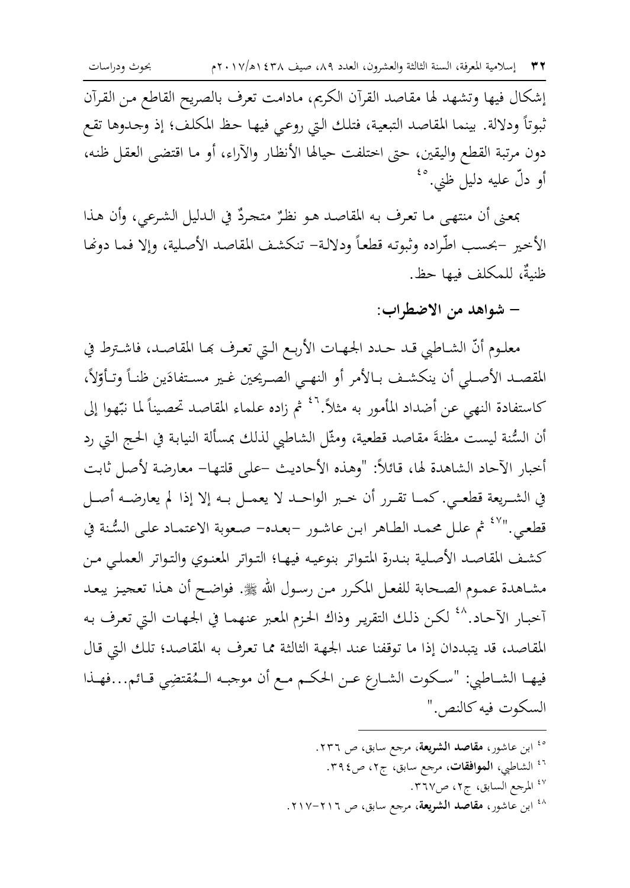إشكال فيها وتشهد لها مقاصد القرآن الكريم، مادامت تعرف بالصريح القاطع من القرآن ثبوتاً ودلالة. بينما المقاصد التبعية، فتلك التي روعي فيها حظ المكلف؛ إذ وجدوها تقع دون مرتبة القطع واليقين، حتى اختلفت حيالها الأنظار والآراء، أو ما اقتضى العقل ظنه، أو دلّ عليه دليل ظني.[45]

بمعنى أن منتهى ما تعرف به المقاصد هو نظرٌ متجردٌ في الدليل الشرعي، وأن هذا الأخير -بحسب اطّراده وثبوته قطعاً ودلالة- تنكشف المقاصد الأصلية، وإلا فما دونها ظنيةٌ، للمكلف فيها حظ.

**- شواهد من الاضطراب:**

معلوم أنّ الشاطبي قد حدد الجهات الأربع التي تعرف بها المقاصد، فاشترط في المقصد الأصلي أن ينكشف بالأمر أو النهي الصريحين غير مستفادَين ظناً وتأوّلاً، كاستفادة النهي عن أضداد المأمور به مثلاً.[46] ثم زاده علماء المقاصد تحصيناً لما نبّهوا إلى أن السُّنة ليست مظنةَ مقاصد قطعية، ومثّل الشاطبي لذلك بمسألة النيابة في الحج التي رد أخبار الآحاد الشاهدة لها، قائلاً: "وهذه الأحاديث -على قلتها- معارضة لأصل ثابت في الشريعة قطعي. كما تقرر أن خبر الواحد لا يعمل به إلا إذا لم يعارضه أصل قطعي."[47] ثم علل محمد الطاهر ابن عاشور -بعده- صعوبة الاعتماد على السُّنة في كشف المقاصد الأصلية بندرة المتواتر بنوعيه فيها؛ التواتر المعنوي والتواتر العملي من مشاهدة عموم الصحابة للفعل المكرر من رسول الله ﷺ. فواضح أن هذا تعجيز يبعد آخبار الآحاد.[48] لكن ذلك التقرير وذاك الحزم المعبر عنهما في الجهات التي تعرف به المقاصد، قد يتبددان إذا ما توقفنا عند الجهة الثالثة مما تعرف به المقاصد؛ تلك التي قال فيها الشاطبي: "سكوت الشارع عن الحكم مع أن موجبه الـمُقتضِي قائم...فهذا السكوت فيه كالنص."

---

[45] ابن عاشور، **مقاصد الشريعة**، مرجع سابق، ص ٢٣٦.

[46] الشاطبي، **الموافقات**، مرجع سابق، ج٢، ص٣٩٤.

[47] المرجع السابق، ج٢، ص٣٦٧.

[48] ابن عاشور، **مقاصد الشريعة**، مرجع سابق، ص ٢١٦-٢١٧.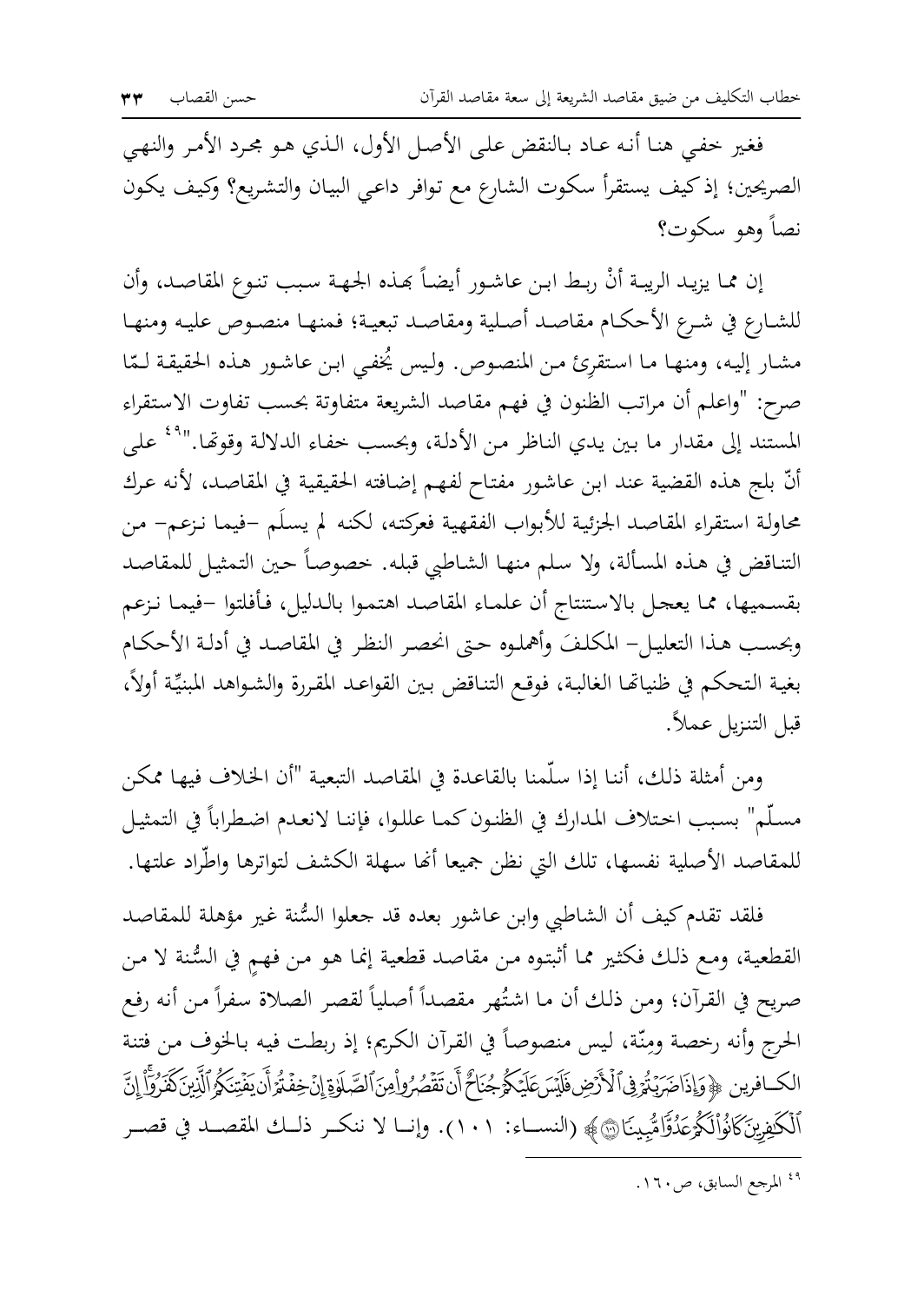فغير خفي هنا أنه عاد بالنقض على الأصل الأول، الذي هو مجرد الأمر والنهي الصريحين؛ إذ كيف يستقرأ سكوت الشارع مع توافر داعي البيان والتشريع؟ وكيف يكون نصاً وهو سكوت؟

إن مما يزيد الريبة أنْ ربط ابن عاشور أيضاً بهذه الجهة سبب تنوع المقاصد، وأن للشارع في شرع الأحكام مقاصد أصلية ومقاصد تبعية؛ فمنها منصوص عليه ومنها مشار إليه، ومنها ما استقرِئ من المنصوص. وليس يُخفي ابن عاشور هذه الحقيقة لـمّا صرح: "واعلم أن مراتب الظنون في فهم مقاصد الشريعة متفاوتة بحسب تفاوت الاستقراء المستند إلى مقدار ما بين يدي الناظر من الأدلة، وبحسب خفاء الدلالة وقوتها."[49] على أنّ بلج هذه القضية عند ابن عاشور مفتاح لفهم إضافته الحقيقية في المقاصد، لأنه عرك محاولة استقراء المقاصد الجزئية للأبواب الفقهية فعركته، لكنه لم يسلَم -فيما نزعم- من التناقض في هذه المسألة، ولا سلم منها الشاطبي قبله. خصوصاً حين التمثيل للمقاصد بقسميها، مما يعجل بالاستنتاج أن علماء المقاصد اهتموا بالدليل، فأفلتوا -فيما نزعم وبحسب هذا التعليل- المكلفَ وأهملوه حتى انحصر النظر في المقاصد في أدلة الأحكام بغية التحكم في ظنياتها الغالبة، فوقع التناقض بين القواعد المقررة والشواهد المبنيّة أولاً، قبل التنزيل عملاً.

ومن أمثلة ذلك، أننا إذا سلّمنا بالقاعدة في المقاصد التبعية "أن الخلاف فيها ممكن مسلّم" بسبب اختلاف المدارك في الظنون كما عللوا، فإننا لانعدم اضطراباً في التمثيل للمقاصد الأصلية نفسها، تلك التي نظن جميعا أنها سهلة الكشف لتواترها واطّراد علتها.

فلقد تقدم كيف أن الشاطبي وابن عاشور بعده قد جعلوا السُّنة غير مؤهلة للمقاصد القطعية، ومع ذلك فكثير مما أثبتوه من مقاصد قطعية إنما هو من فهمٍ في السُّنة لا من صريح في القرآن؛ ومن ذلك أن ما اشتُهر مقصداً أصلياً لقصر الصلاة سفراً من أنه رفع الحرج وأنه رخصة ومِنّة، ليس منصوصاً في القرآن الكريم؛ إذ ربطت فيه بالخوف من فتنة الكافرين ﴿وَإِذَا ضَرَبْتُمْ فِي الْأَرْضِ فَلَيْسَ عَلَيْكُمْ جُنَاحٌ أَنْ تَقْصُرُوا مِنَ الصَّلَاةِ إِنْ خِفْتُمْ أَنْ يَفْتِنَكُمُ الَّذِينَ كَفَرُوا إِنَّ الْكَافِرِينَ كَانُوا لَكُمْ عَدُوًّا مُبِينًا﴾ (النساء: ١٠١). وإنا لا ننكر ذلك المقصد في قصر

---

[49] المرجع السابق، ص١٦٠.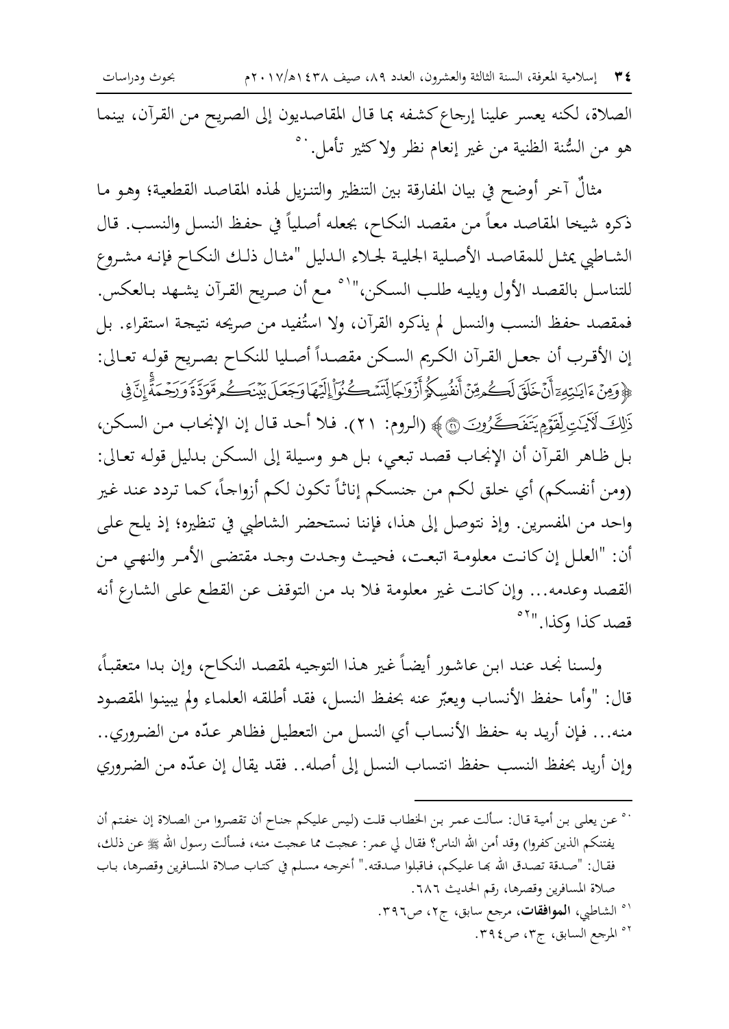الصلاة، لكنه يعسر علينا إرجاع كشفه بما قال المقاصديون إلى الصريح من القرآن، بينما هو من السُّنة الظنية من غير إنعام نظر ولا كثير تأمل.[50]

مثالٌ آخر أوضح في بيان المفارقة بين التنظير والتنزيل لهذه المقاصد القطعية؛ وهو ما ذكره شيخا المقاصد معاً من مقصد النكاح، بجعله أصلياً في حفظ النسل والنسب. قال الشاطبي يمثل للمقاصد الأصلية الجلية لجلاء الدليل "مثال ذلك النكاح فإنه مشروع للتناسل بالقصد الأول ويليه طلب السكن،"[51] مع أن صريح القرآن يشهد بالعكس. فمقصد حفظ النسب والنسل لم يذكره القرآن، ولا استُفيد من صريحه نتيجة استقراء. بل إن الأقرب أن جعل القرآن الكريم السكن مقصداً أصليا للنكاح بصريح قوله تعالى: ﴿وَمِنْ ءَايَٰتِهِۦٓ أَنْ خَلَقَ لَكُم مِّنْ أَنفُسِكُمْ أَزْوَٰجًا لِّتَسْكُنُوٓا۟ إِلَيْهَا وَجَعَلَ بَيْنَكُم مَّوَدَّةً وَرَحْمَةً ۚ إِنَّ فِى ذَٰلِكَ لَءَايَٰتٍ لِّقَوْمٍ يَتَفَكَّرُونَ ﴿٢١﴾﴾ (الروم: ٢١). فلا أحد قال إن الإنجاب من السكن، بل ظاهر القرآن أن الإنجاب قصد تبعي، بل هو وسيلة إلى السكن بدليل قوله تعالى: (ومن أنفسكم) أي خلق لكم من جنسكم إناثاً تكون لكم أزواجاً، كما تردد عند غير واحد من المفسرين. وإذ نتوصل إلى هذا، فإننا نستحضر الشاطبي في تنظيره؛ إذ يلح على أن: "العلل إن كانت معلومة اتبعت، فحيث وجدت وجد مقتضى الأمر والنهي من القصد وعدمه... وإن كانت غير معلومة فلا بد من التوقف عن القطع على الشارع أنه قصد كذا وكذا."[52]

ولسنا نجد عند ابن عاشور أيضاً غير هذا التوجيه لمقصد النكاح، وإن بدا متعقباً، قال: "وأما حفظ الأنساب ويعبّر عنه بحفظ النسل، فقد أطلقه العلماء ولم يبينوا المقصود منه... فإن أريد به حفظ الأنساب أي النسل من التعطيل فظاهر عدّه من الضروري.. وإن أريد بحفظ النسب حفظ انتساب النسل إلى أصله.. فقد يقال إن عدّه من الضروري

---

[50] عن يعلى بن أمية قال: سألت عمر بن الخطاب قلت (ليس عليكم جناح أن تقصروا من الصلاة إن خفتم أن يفتنكم الذين كفروا) وقد أمن الله الناس؟ فقال لي عمر: عجبت مما عجبت منه، فسألت رسول الله ﷺ عن ذلك، فقال: "صدقة تصدق الله بها عليكم، فاقبلوا صدقته." أخرجه مسلم في كتاب صلاة المسافرين وقصرها، باب صلاة المسافرين وقصرها، رقم الحديث ٦٨٦.

[51] الشاطبي، **الموافقات**، مرجع سابق، ج٢، ص٣٩٦.

[52] المرجع السابق، ج٣، ص٣٩٤.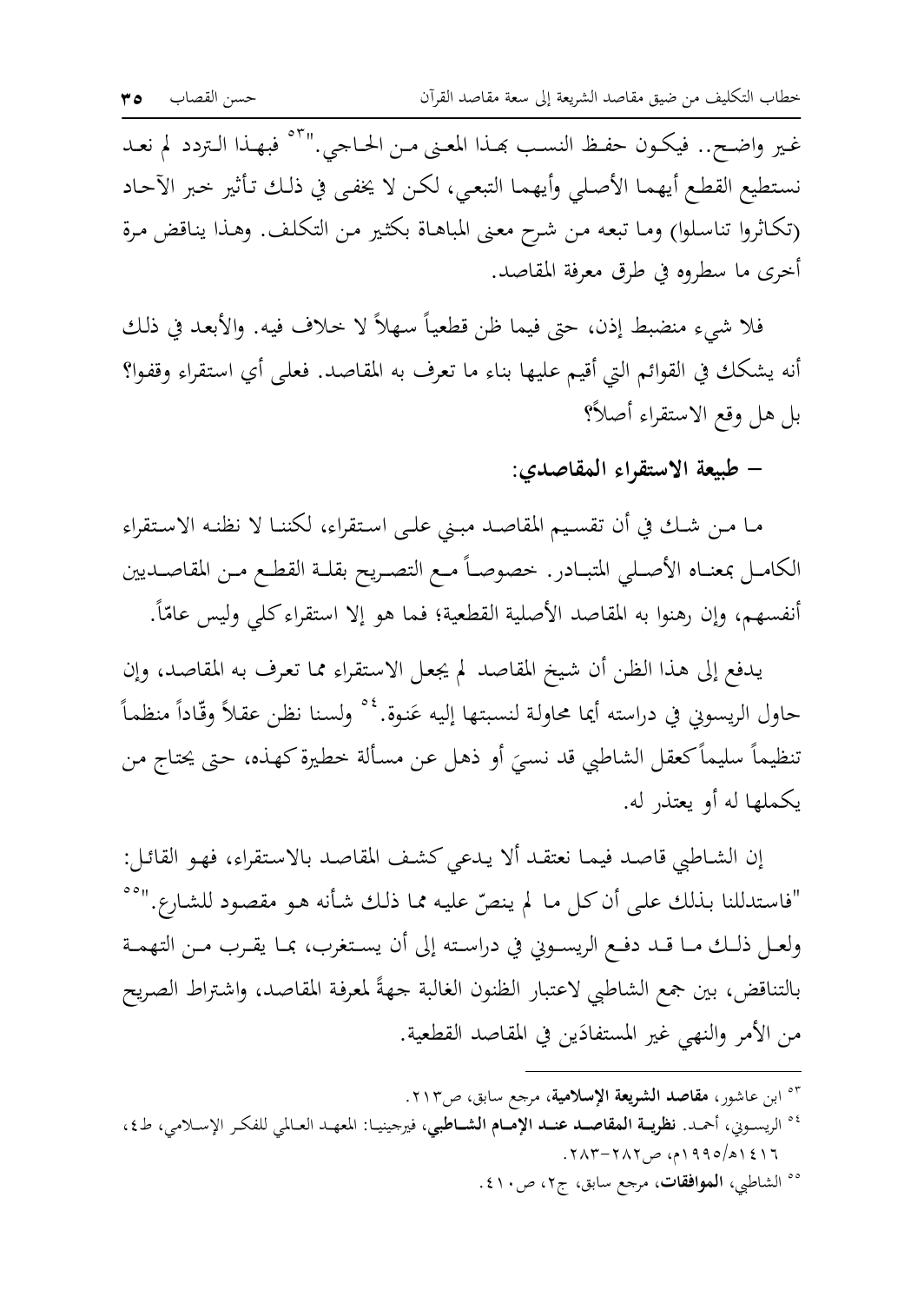غير واضح.. فيكون حفظ النسب بهذا المعنى من الحاجي."[53] فبهذا التردد لم نعد نستطيع القطع أيهما الأصلي وأيهما التبعي، لكن لا يخفى في ذلك تأثير خبر الآحاد (تكاثروا تناسلوا) وما تبعه من شرح معنى المباهاة بكثير من التكلف. وهذا يناقض مرة أخرى ما سطروه في طرق معرفة المقاصد.

فلا شيء منضبط إذن، حتى فيما ظن قطعياً سهلاً لا خلاف فيه. والأبعد في ذلك أنه يشكك في القوائم التي أقيم عليها بناء ما تعرف به المقاصد. فعلى أي استقراء وقفوا؟ بل هل وقع الاستقراء أصلاً؟

### - طبيعة الاستقراء المقاصدي:

ما من شك في أن تقسيم المقاصد مبني على استقراء، لكننا لا نظنه الاستقراء الكامل بمعناه الأصلي المتبادر. خصوصاً مع التصريح بقلة القطع من المقاصديين أنفسهم، وإن رهنوا به المقاصد الأصلية القطعية؛ فما هو إلا استقراء كلي وليس عامّاً.

يدفع إلى هذا الظن أن شيخ المقاصد لم يجعل الاستقراء مما تعرف به المقاصد، وإن حاول الريسوني في دراسته أيما محاولة لنسبتها إليه عَنوة.[54] ولسنا نظن عقلاً وقّاداً منظماً تنظيماً سليماً كعقل الشاطبي قد نسيَ أو ذهل عن مسألة خطيرة كهذه، حتى يحتاج من يكملها له أو يعتذر له.

إن الشاطبي قاصد فيما نعتقد ألا يدعي كشف المقاصد بالاستقراء، فهو القائل: "فاستدللنا بذلك على أن كل ما لم ينصّ عليه مما ذلك شأنه هو مقصود للشارع."[55] ولعل ذلك ما قد دفع الريسوني في دراسته إلى أن يستغرب، بما يقرب من التهمة بالتناقض، بين جمع الشاطبي لاعتبار الظنون الغالبة جهةً لمعرفة المقاصد، واشتراط الصريح من الأمر والنهي غير المستفادَين في المقاصد القطعية.

---

[53] ابن عاشور، **مقاصد الشريعة الإسلامية**، مرجع سابق، ص٢١٣.

[54] الريسوني، أحمد. **نظرية المقاصد عند الإمام الشاطبي**، فيرجينيا: المعهد العالمي للفكر الإسلامي، ط٤، ١٤١٦هـ/١٩٩٥م، ص٢٨٢-٢٨٣.

[55] الشاطبي، **الموافقات**، مرجع سابق، ج٢، ص٤١٠.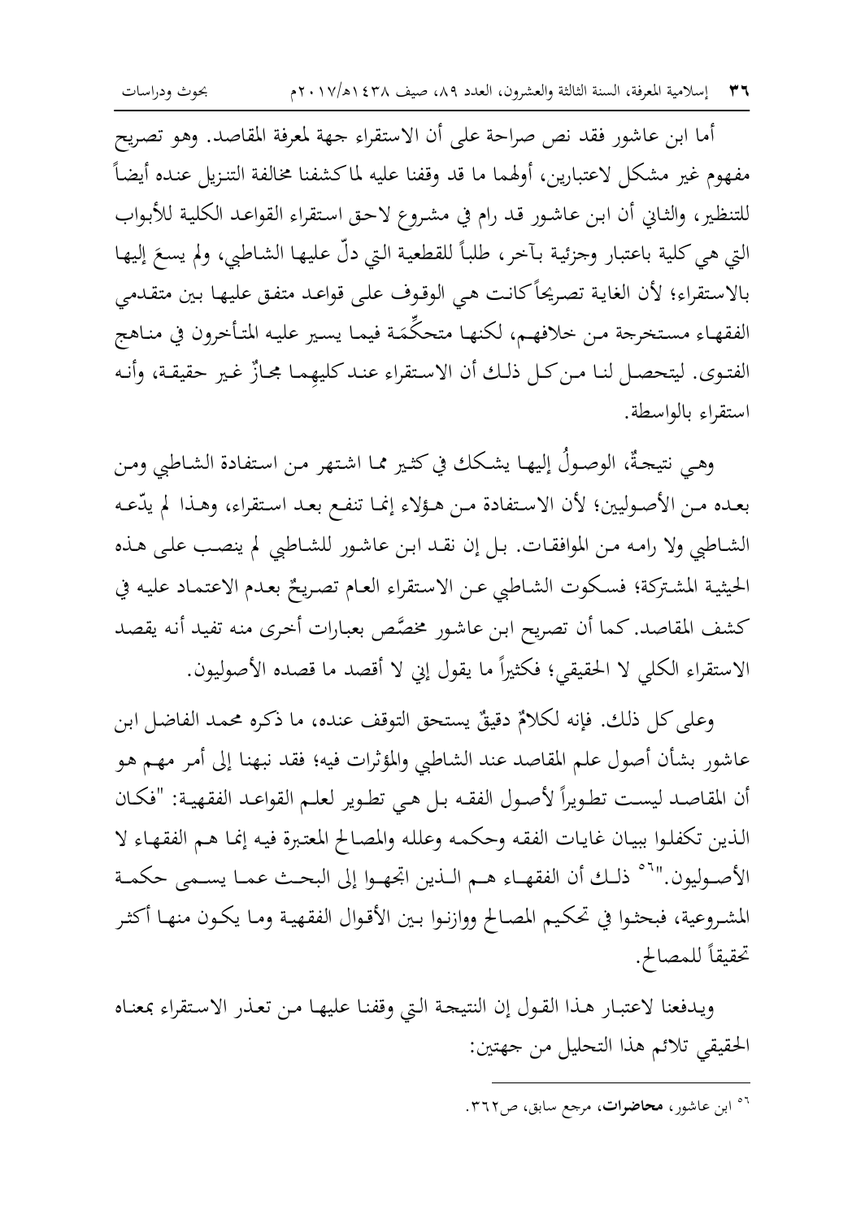أما ابن عاشور فقد نص صراحة على أن الاستقراء جهة لمعرفة المقاصد. وهو تصريح مفهوم غير مشكل لاعتبارين، أولهما ما قد وقفنا عليه لما كشفنا مخالفة التنزيل عنده أيضاً للتنظير، والثاني أن ابن عاشور قد رام في مشروع لاحق استقراء القواعد الكلية للأبواب التي هي كلية باعتبار وجزئية بآخر، طلباً للقطعية التي دلّ عليها الشاطبي، ولم يسعَ إليها بالاستقراء؛ لأن الغاية تصريحاً كانت هي الوقوف على قواعد متفق عليها بين متقدمي الفقهاء مستخرجة من خلافهم، لكنها متحكِّمَة فيما يسير عليه المتأخرون في مناهج الفتوى. ليتحصل لنا من كل ذلك أن الاستقراء عند كليهما مجازٌ غير حقيقة، وأنه استقراء بالواسطة.

وهي نتيجةٌ، الوصولُ إليها يشكك في كثير مما اشتهر من استفادة الشاطبي ومن بعده من الأصوليين؛ لأن الاستفادة من هؤلاء إنما تنفع بعد استقراء، وهذا لم يدّعه الشاطبي ولا رامه من الموافقات. بل إن نقد ابن عاشور للشاطبي لم ينصب على هذه الحيثية المشتركة؛ فسكوت الشاطبي عن الاستقراء العام تصريحٌ بعدم الاعتماد عليه في كشف المقاصد. كما أن تصريح ابن عاشور مخصَّص بعبارات أخرى منه تفيد أنه يقصد الاستقراء الكلي لا الحقيقي؛ فكثيراً ما يقول إني لا أقصد ما قصده الأصوليون.

وعلى كل ذلك. فإنه لكلامٌ دقيقٌ يستحق التوقف عنده، ما ذكره محمد الفاضل ابن عاشور بشأن أصول علم المقاصد عند الشاطبي والمؤثرات فيه؛ فقد نبهنا إلى أمر مهم هو أن المقاصد ليست تطويراً لأصول الفقه بل هي تطوير لعلم القواعد الفقهية: "فكان الذين تكفلوا ببيان غايات الفقه وحكمه وعلله والمصالح المعتبرة فيه إنما هم الفقهاء لا الأصوليون."[56] ذلك أن الفقهاء هم الذين اتجهوا إلى البحث عما يسمى حكمة المشروعية، فبحثوا في تحكيم المصالح ووازنوا بين الأقوال الفقهية وما يكون منها أكثر تحقيقاً للمصالح.

ويدفعنا لاعتبار هذا القول إن النتيجة التي وقفنا عليها من تعذر الاستقراء بمعناه الحقيقي تلائم هذا التحليل من جهتين:

---

[56] ابن عاشور، **محاضرات**، مرجع سابق، ص٣٦٢.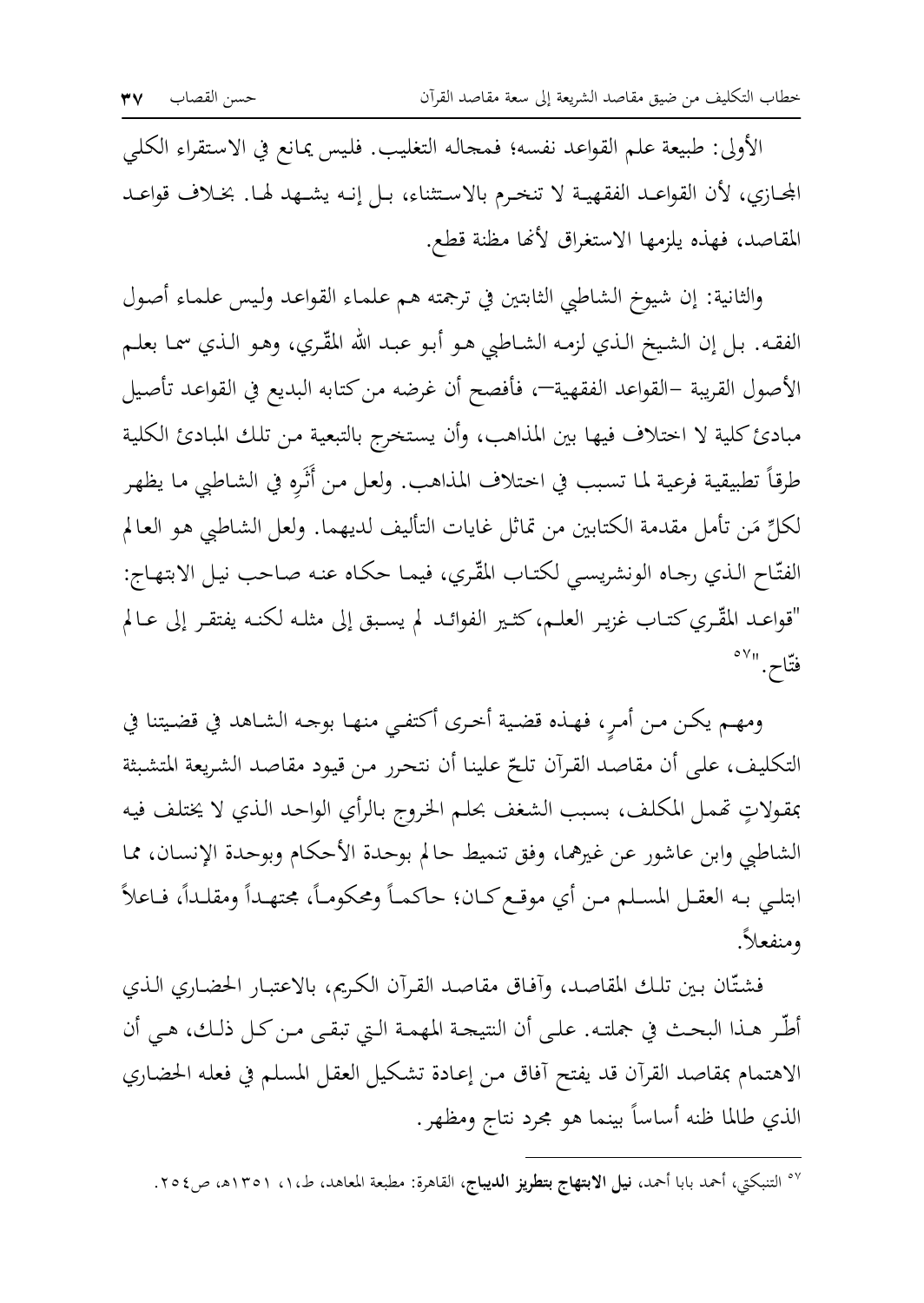الأولى: طبيعة علم القواعد نفسه؛ فمجاله التغليب. فليس يمانع في الاستقراء الكلي المجازي، لأن القواعد الفقهية لا تنخرم بالاستثناء، بل إنه يشهد لها. بخلاف قواعد المقاصد، فهذه يلزمها الاستغراق لأنها مظنة قطع.

والثانية: إن شيوخ الشاطبي الثابتين في ترجمته هم علماء القواعد وليس علماء أصول الفقه. بل إن الشيخ الذي لزمه الشاطبي هو أبو عبد الله المقّري، وهو الذي سما بعلم الأصول القريبة -القواعد الفقهية-، فأفصح أن غرضه من كتابه البديع في القواعد تأصيل مبادئ كلية لا اختلاف فيها بين المذاهب، وأن يستخرج بالتبعية من تلك المبادئ الكلية طرقاً تطبيقية فرعية لما تسبب في اختلاف المذاهب. ولعل من أَثَرِهِ في الشاطبي ما يظهر لكلِّ مَن تأمل مقدمة الكتابين من تماثل غايات التأليف لديهما. ولعل الشاطبي هو العالم الفتّاح الذي رجاه الونشريسي لكتاب المقّري، فيما حكاه عنه صاحب نيل الابتهاج: "قواعد المقّري كتاب غزير العلم، كثير الفوائد لم يسبق إلى مثله لكنه يفتقر إلى عالم فتّاح."[٥٧]

ومهم يكن من أمرٍ، فهذه قضية أخرى أكتفي منها بوجه الشاهد في قضيتنا في التكليف، على أن مقاصد القرآن تلحّ علينا أن نتحرر من قيود مقاصد الشريعة المتشبثة بمقولاتٍ تهمل المكلف، بسبب الشغف بحلم الخروج بالرأي الواحد الذي لا يختلف فيه الشاطبي وابن عاشور عن غيرهما، وفق تنميط حالم بوحدة الأحكام وبوحدة الإنسان، مما ابتلي به العقل المسلم من أي موقع كان؛ حاكماً ومحكوماً، مجتهداً ومقلداً، فاعلاً ومنفعلاً.

فشتّان بين تلك المقاصد، وآفاق مقاصد القرآن الكريم، بالاعتبار الحضاري الذي أطّر هذا البحث في جملته. على أن النتيجة المهمة التي تبقى من كل ذلك، هي أن الاهتمام بمقاصد القرآن قد يفتح آفاق من إعادة تشكيل العقل المسلم في فعله الحضاري الذي طالما ظنه أساساً بينما هو مجرد نتاج ومظهر.

---

[٥٧] التنبكتي، أحمد بابا أحمد، **نيل الابتهاج بتطريز الديباج**، القاهرة: مطبعة المعاهد، ط١، ١٣٥١هـ، ص٢٥٤.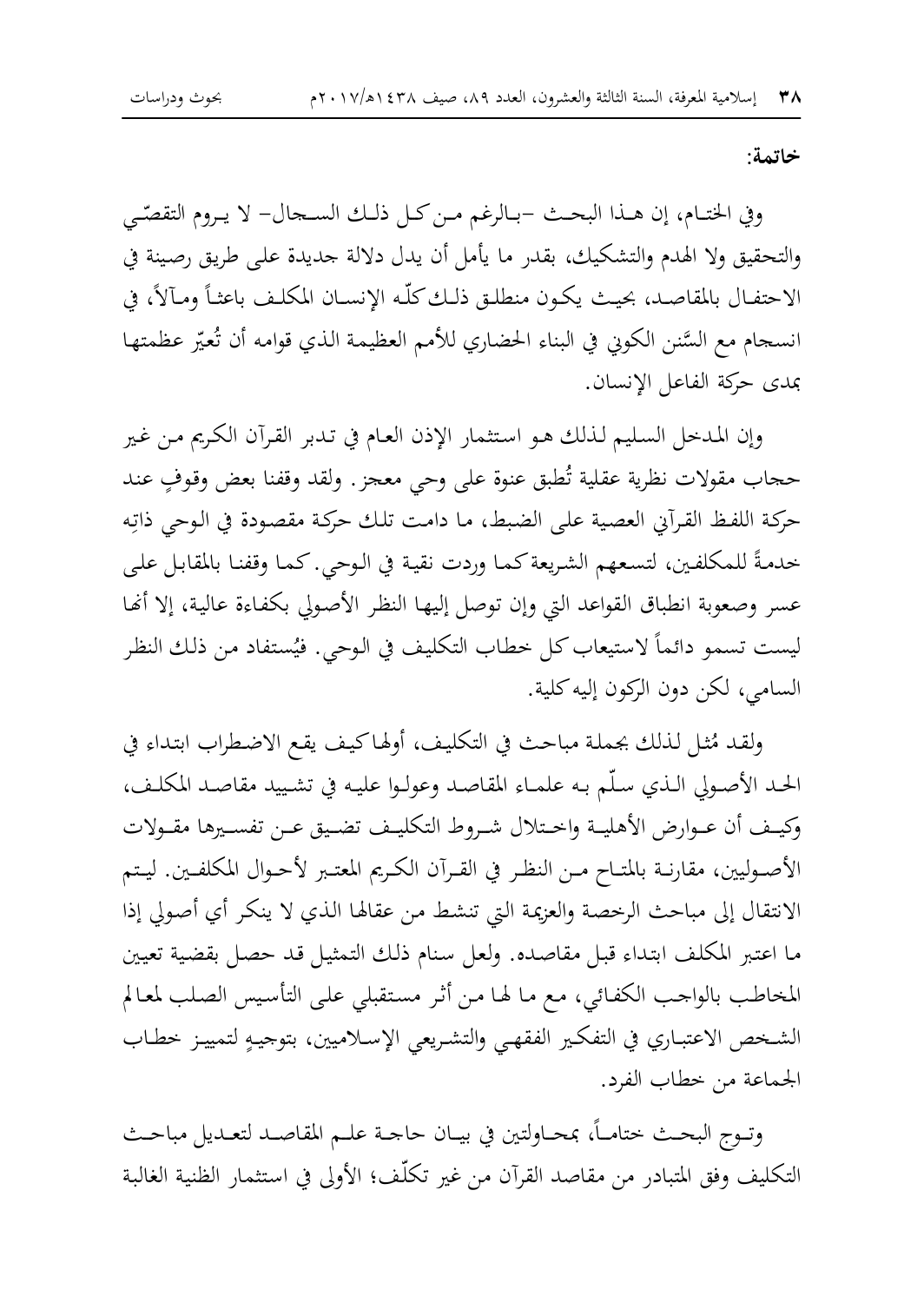**خاتمة:**

وفي الختام، إن هذا البحث -بالرغم من كل ذلك السجال- لا يروم التقصّي والتحقيق ولا الهدم والتشكيك، بقدر ما يأمل أن يدل دلالة جديدة على طريق رصينة في الاحتفال بالمقاصد، بحيث يكون منطلق ذلك كلّه الإنسان المكلف باعثاً ومآلاً، في انسجام مع السَّنن الكوني في البناء الحضاري للأمم العظيمة الذي قوامه أن تُعيّر عظمتها بمدى حركة الفاعل الإنسان.

وإن المدخل السليم لذلك هو استثمار الإذن العام في تدبر القرآن الكريم من غير حجاب مقولات نظرية عقلية تُطبق عنوة على وحي معجز. ولقد وقفنا بعض وقوفٍ عند حركة اللفظ القرآني العصية على الضبط، ما دامت تلك حركة مقصودة في الوحي ذاتِه خدمةً للمكلفين، لتسعهم الشريعة كما وردت نقية في الوحي. كما وقفنا بالمقابل على عسر وصعوبة انطباق القواعد التي وإن توصل إليها النظر الأصولي بكفاءة عالية، إلا أنها ليست تسمو دائماً لاستيعاب كل خطاب التكليف في الوحي. فيُستفاد من ذلك النظر السامي، لكن دون الركون إليه كلية.

ولقد مُثل لذلك بجملة مباحث في التكليف، أولها كيف يقع الاضطراب ابتداء في الحد الأصولي الذي سلّم به علماء المقاصد وعولوا عليه في تشييد مقاصد المكلف، وكيف أن عوارض الأهلية واختلال شروط التكليف تضيق عن تفسيرها مقولات الأصوليين، مقارنة بالمتاح من النظر في القرآن الكريم المعتبر لأحوال المكلفين. ليتم الانتقال إلى مباحث الرخصة والعزيمة التي تنشط من عقالها الذي لا ينكر أي أصولي إذا ما اعتبر المكلف ابتداء قبل مقاصده. ولعل سنام ذلك التمثيل قد حصل بقضية تعيين المخاطب بالواجب الكفائي، مع ما لها من أثر مستقبلي على التأسيس الصلب لمعالم الشخص الاعتباري في التفكير الفقهي والتشريعي الإسلاميين، بتوجيهٍ لتمييز خطاب الجماعة من خطاب الفرد.

وتوج البحث ختاماً، بمحاولتين في بيان حاجة علم المقاصد لتعديل مباحث التكليف وفق المتبادر من مقاصد القرآن من غير تكلّف؛ الأولى في استثمار الظنية الغالبة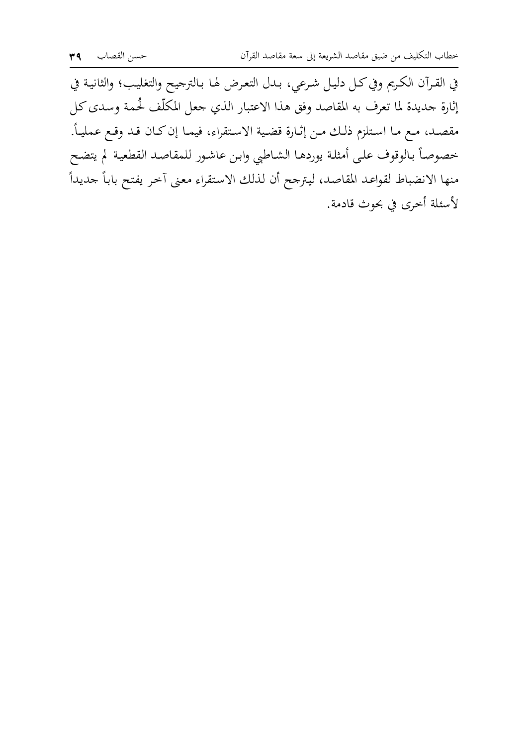في القرآن الكريم وفي كل دليل شرعي، بدل التعرض لها بالترجيح والتغليب؛ والثانية في إثارة جديدة لما تعرف به المقاصد وفق هذا الاعتبار الذي جعل المكلّف لُحمة وسدى كل مقصد، مع ما استلزم ذلك من إثارة قضية الاستقراء، فيما إن كان قد وقع عملياً. خصوصاً بالوقوف على أمثلة يوردها الشاطبي وابن عاشور للمقاصد القطعية لم يتضح منها الانضباط لقواعد المقاصد، ليترجح أن لذلك الاستقراء معنى آخر يفتح باباً جديداً لأسئلة أخرى في بحوث قادمة.